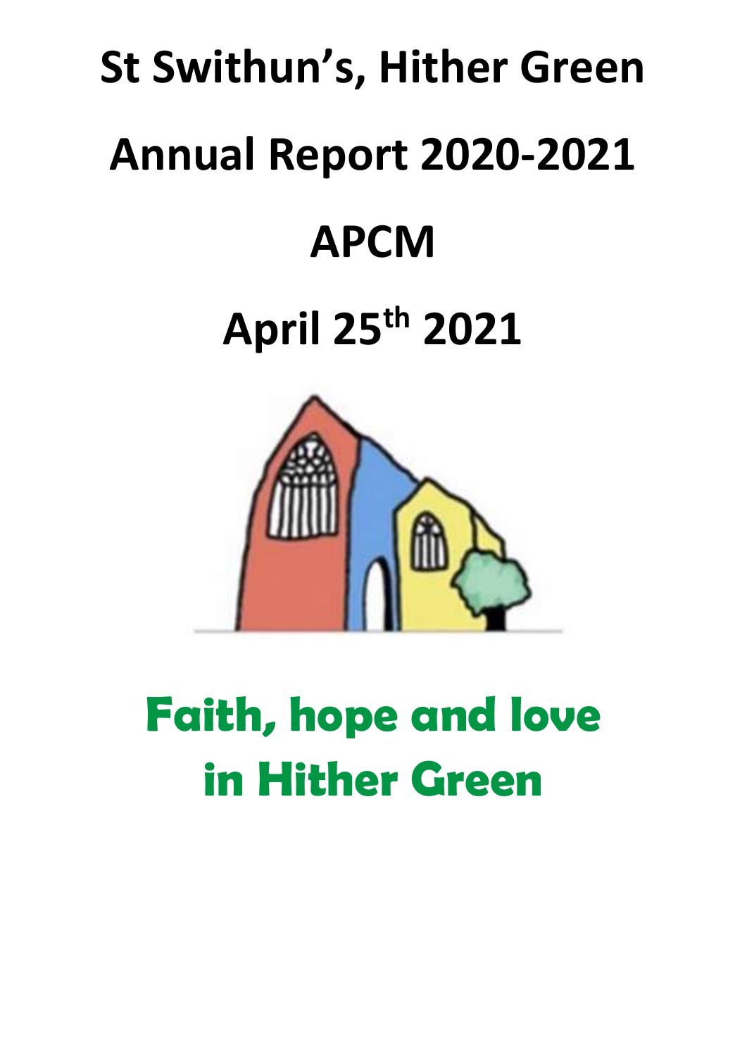# St Swithun's, Hither Green

# Annual Report 2020-2021

# APCM

# April 25th 2021

**Faith, hope and love in Hither Green**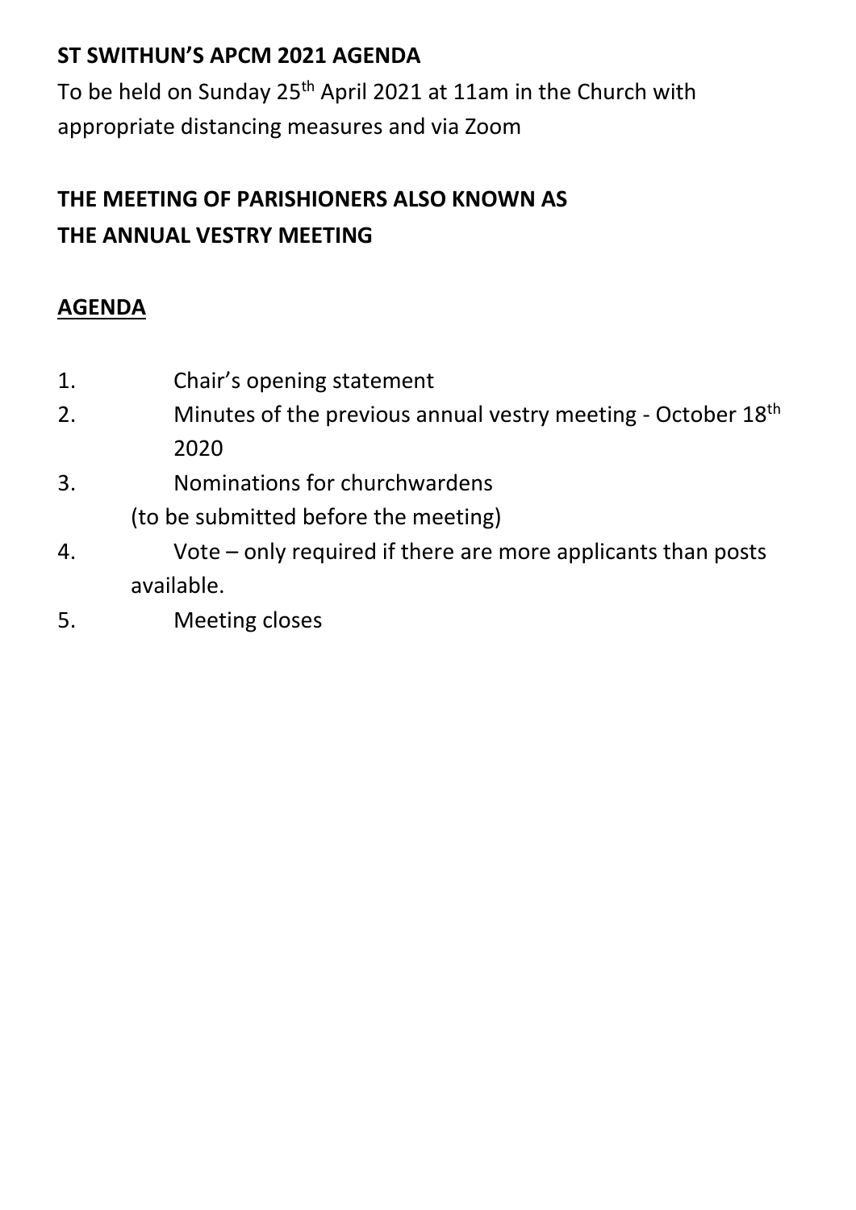**ST SWITHUN'S APCM 2021 AGENDA**

To be held on Sunday 25th April 2021 at 11am in the Church with appropriate distancing measures and via Zoom

**THE MEETING OF PARISHIONERS ALSO KNOWN AS THE ANNUAL VESTRY MEETING**

**<u>AGENDA</u>**

1. Chair's opening statement
2. Minutes of the previous annual vestry meeting - October 18th 2020
3. Nominations for churchwardens (to be submitted before the meeting)
4. Vote – only required if there are more applicants than posts available.
5. Meeting closes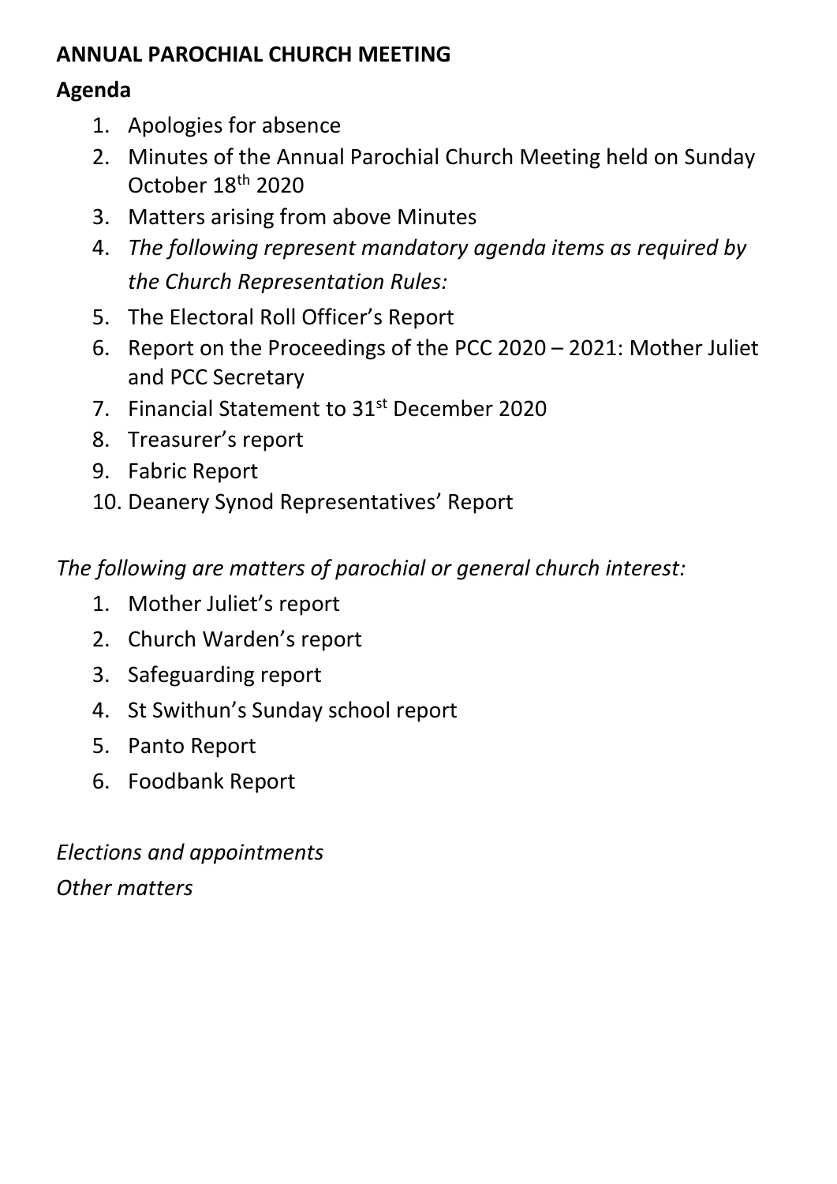**ANNUAL PAROCHIAL CHURCH MEETING**

**Agenda**

1. Apologies for absence
2. Minutes of the Annual Parochial Church Meeting held on Sunday October 18th 2020
3. Matters arising from above Minutes
4. *The following represent mandatory agenda items as required by the Church Representation Rules:*
5. The Electoral Roll Officer's Report
6. Report on the Proceedings of the PCC 2020 – 2021: Mother Juliet and PCC Secretary
7. Financial Statement to 31st December 2020
8. Treasurer's report
9. Fabric Report
10. Deanery Synod Representatives' Report

*The following are matters of parochial or general church interest:*

1. Mother Juliet's report
2. Church Warden's report
3. Safeguarding report
4. St Swithun's Sunday school report
5. Panto Report
6. Foodbank Report

*Elections and appointments*

*Other matters*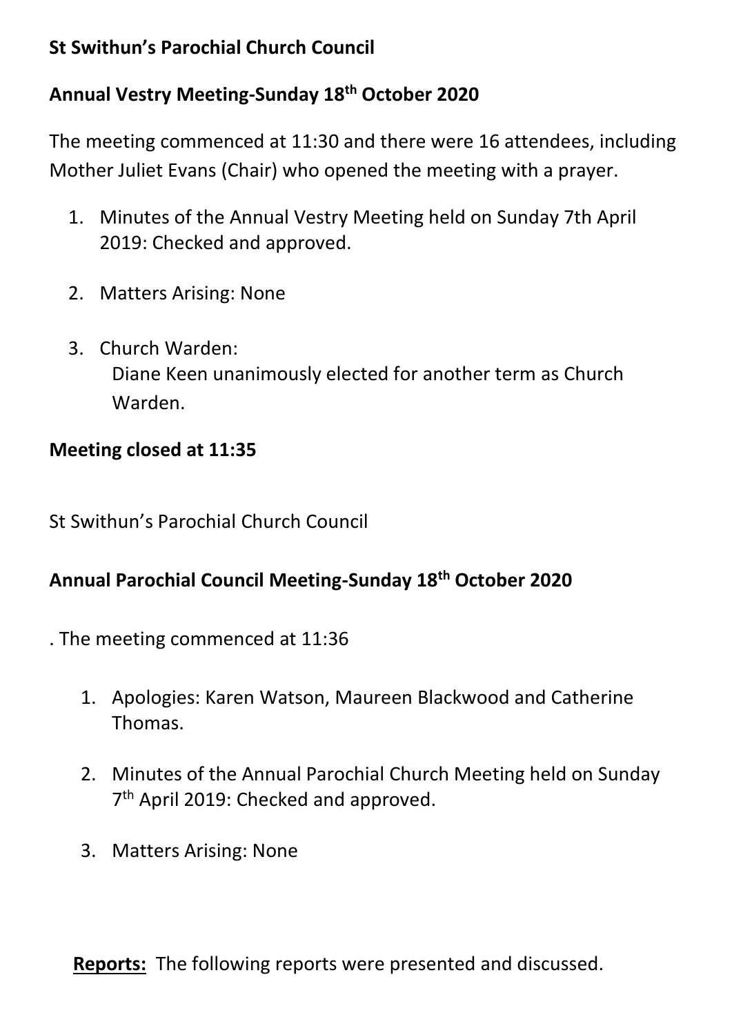**St Swithun's Parochial Church Council**

**Annual Vestry Meeting-Sunday 18th October 2020**

The meeting commenced at 11:30 and there were 16 attendees, including Mother Juliet Evans (Chair) who opened the meeting with a prayer.

1. Minutes of the Annual Vestry Meeting held on Sunday 7th April 2019: Checked and approved.
2. Matters Arising: None
3. Church Warden:
   Diane Keen unanimously elected for another term as Church Warden.

**Meeting closed at 11:35**

St Swithun's Parochial Church Council

**Annual Parochial Council Meeting-Sunday 18th October 2020**

. The meeting commenced at 11:36

1. Apologies: Karen Watson, Maureen Blackwood and Catherine Thomas.
2. Minutes of the Annual Parochial Church Meeting held on Sunday 7th April 2019: Checked and approved.
3. Matters Arising: None

**Reports:** The following reports were presented and discussed.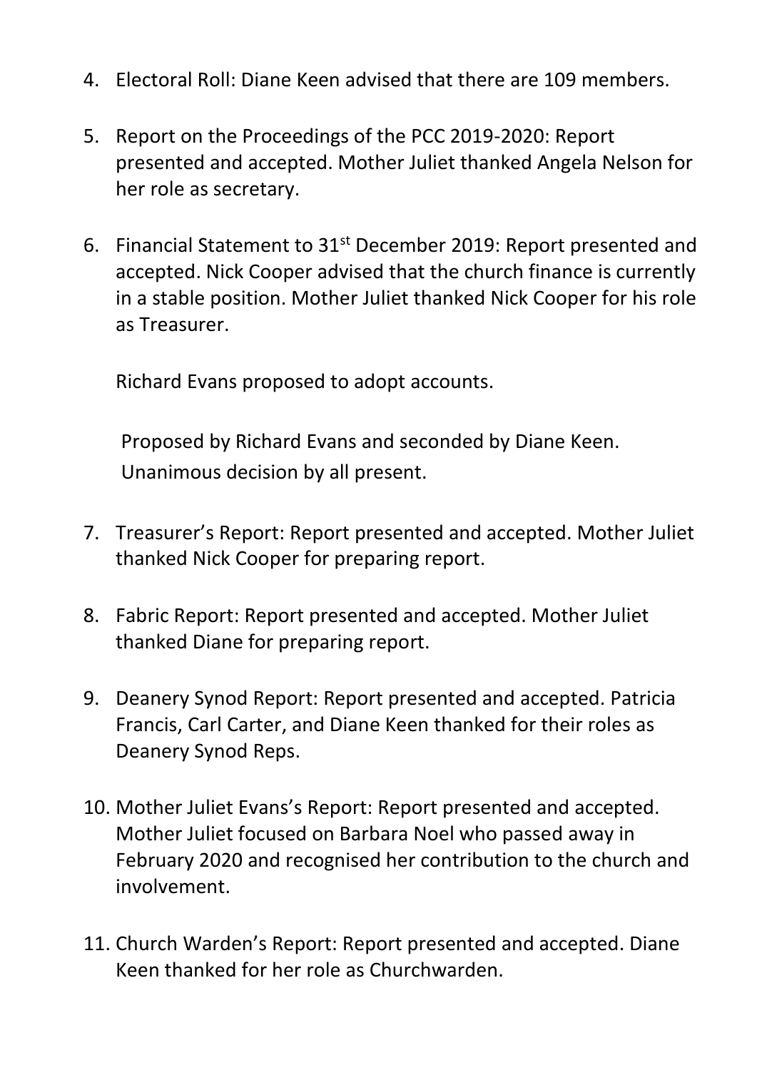4. Electoral Roll: Diane Keen advised that there are 109 members.

5. Report on the Proceedings of the PCC 2019-2020: Report presented and accepted. Mother Juliet thanked Angela Nelson for her role as secretary.

6. Financial Statement to 31st December 2019: Report presented and accepted. Nick Cooper advised that the church finance is currently in a stable position. Mother Juliet thanked Nick Cooper for his role as Treasurer.

   Richard Evans proposed to adopt accounts.

   Proposed by Richard Evans and seconded by Diane Keen. Unanimous decision by all present.

7. Treasurer's Report: Report presented and accepted. Mother Juliet thanked Nick Cooper for preparing report.

8. Fabric Report: Report presented and accepted. Mother Juliet thanked Diane for preparing report.

9. Deanery Synod Report: Report presented and accepted. Patricia Francis, Carl Carter, and Diane Keen thanked for their roles as Deanery Synod Reps.

10. Mother Juliet Evans's Report: Report presented and accepted. Mother Juliet focused on Barbara Noel who passed away in February 2020 and recognised her contribution to the church and involvement.

11. Church Warden's Report: Report presented and accepted. Diane Keen thanked for her role as Churchwarden.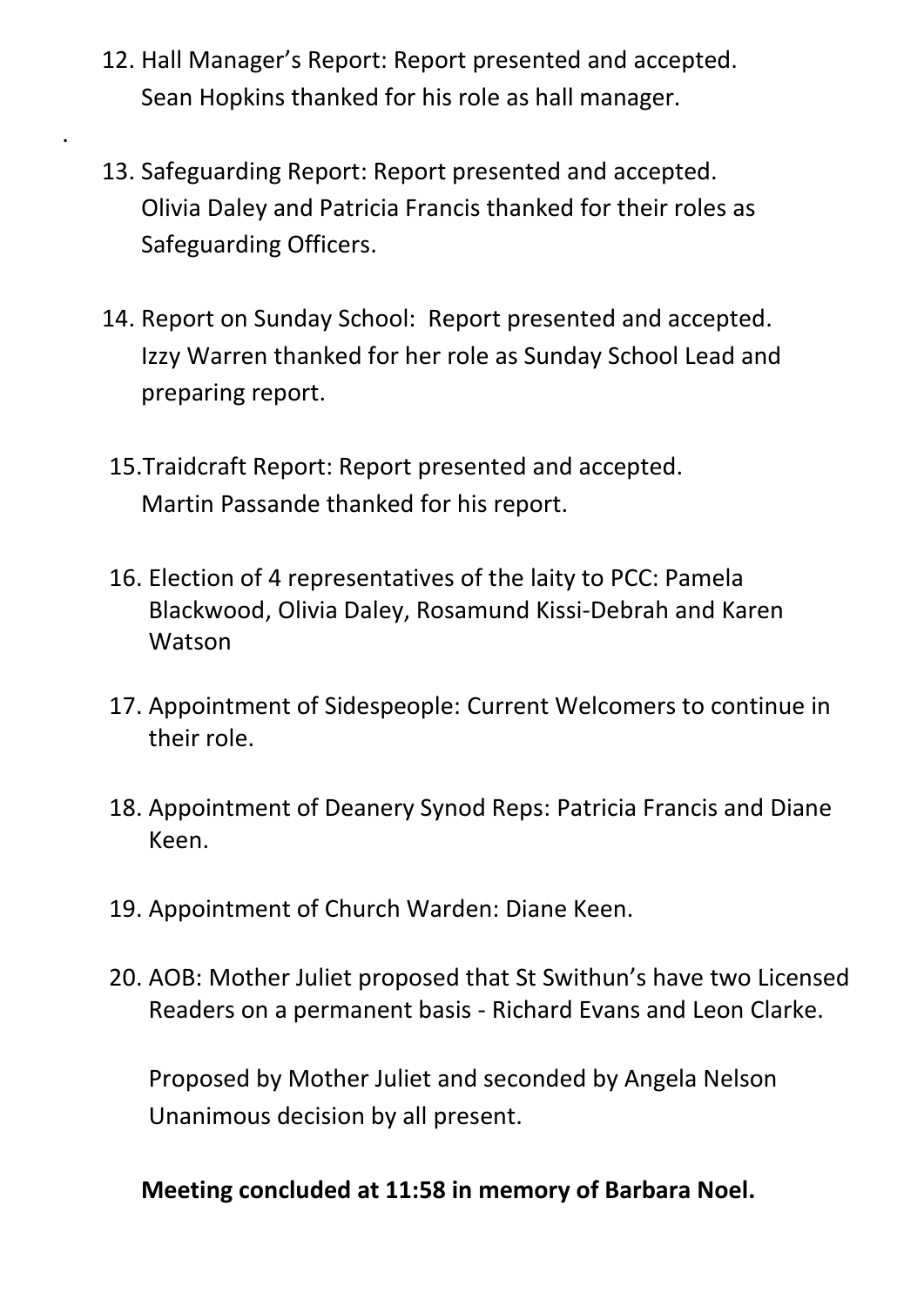12. Hall Manager's Report: Report presented and accepted. Sean Hopkins thanked for his role as hall manager.

13. Safeguarding Report: Report presented and accepted. Olivia Daley and Patricia Francis thanked for their roles as Safeguarding Officers.

14. Report on Sunday School: Report presented and accepted. Izzy Warren thanked for her role as Sunday School Lead and preparing report.

15. Traidcraft Report: Report presented and accepted. Martin Passande thanked for his report.

16. Election of 4 representatives of the laity to PCC: Pamela Blackwood, Olivia Daley, Rosamund Kissi-Debrah and Karen Watson

17. Appointment of Sidespeople: Current Welcomers to continue in their role.

18. Appointment of Deanery Synod Reps: Patricia Francis and Diane Keen.

19. Appointment of Church Warden: Diane Keen.

20. AOB: Mother Juliet proposed that St Swithun's have two Licensed Readers on a permanent basis - Richard Evans and Leon Clarke.

    Proposed by Mother Juliet and seconded by Angela Nelson
    Unanimous decision by all present.

**Meeting concluded at 11:58 in memory of Barbara Noel.**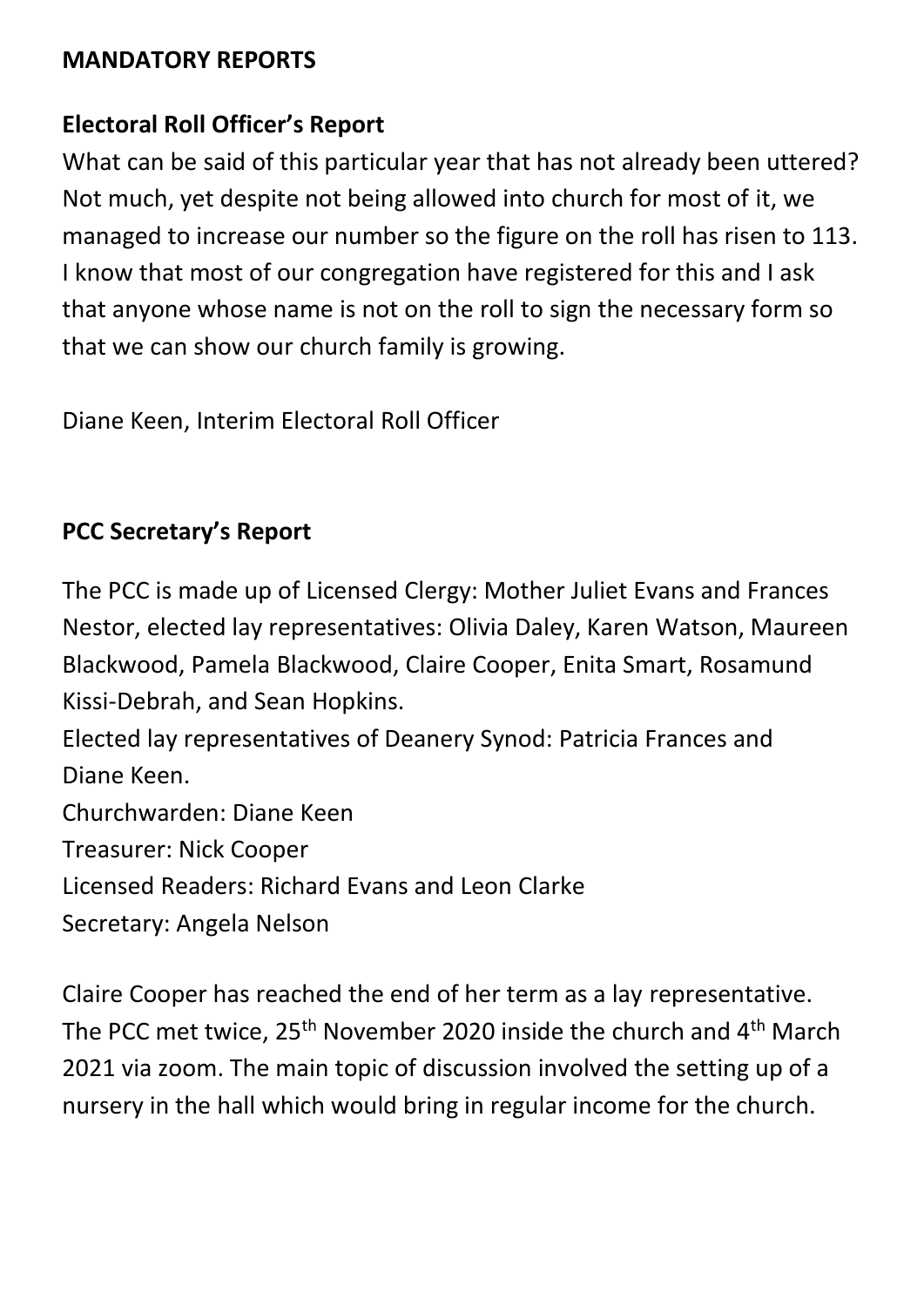## MANDATORY REPORTS

### Electoral Roll Officer's Report

What can be said of this particular year that has not already been uttered? Not much, yet despite not being allowed into church for most of it, we managed to increase our number so the figure on the roll has risen to 113. I know that most of our congregation have registered for this and I ask that anyone whose name is not on the roll to sign the necessary form so that we can show our church family is growing.

Diane Keen, Interim Electoral Roll Officer

### PCC Secretary's Report

The PCC is made up of Licensed Clergy: Mother Juliet Evans and Frances Nestor, elected lay representatives: Olivia Daley, Karen Watson, Maureen Blackwood, Pamela Blackwood, Claire Cooper, Enita Smart, Rosamund Kissi-Debrah, and Sean Hopkins.
Elected lay representatives of Deanery Synod: Patricia Frances and Diane Keen.
Churchwarden: Diane Keen
Treasurer: Nick Cooper
Licensed Readers: Richard Evans and Leon Clarke
Secretary: Angela Nelson

Claire Cooper has reached the end of her term as a lay representative. The PCC met twice, 25th November 2020 inside the church and 4th March 2021 via zoom. The main topic of discussion involved the setting up of a nursery in the hall which would bring in regular income for the church.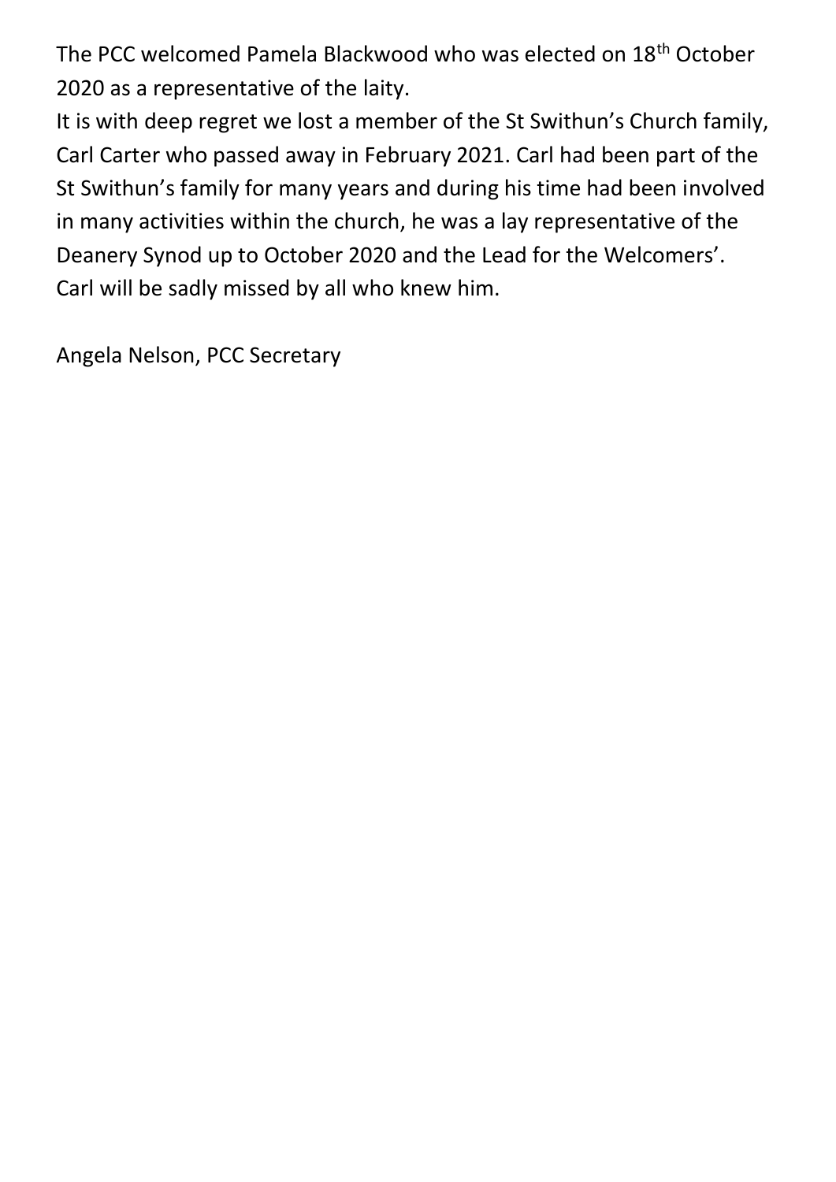The PCC welcomed Pamela Blackwood who was elected on 18th October 2020 as a representative of the laity.

It is with deep regret we lost a member of the St Swithun's Church family, Carl Carter who passed away in February 2021. Carl had been part of the St Swithun's family for many years and during his time had been involved in many activities within the church, he was a lay representative of the Deanery Synod up to October 2020 and the Lead for the Welcomers'. Carl will be sadly missed by all who knew him.

Angela Nelson, PCC Secretary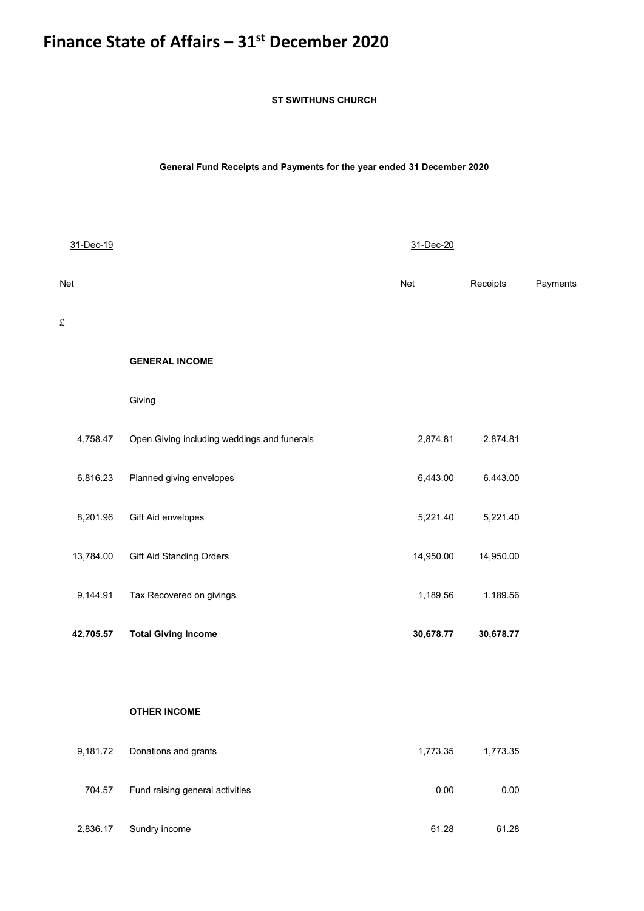# Finance State of Affairs – 31st December 2020

**ST SWITHUNS CHURCH**

**General Fund Receipts and Payments for the year ended 31 December 2020**

| 31-Dec-19 | | 31-Dec-20 | | |
|---|---|---|---|---|
| Net | | Net | Receipts | Payments |
| £ | | | | |
| | **GENERAL INCOME** | | | |
| | Giving | | | |
| 4,758.47 | Open Giving including weddings and funerals | 2,874.81 | 2,874.81 | |
| 6,816.23 | Planned giving envelopes | 6,443.00 | 6,443.00 | |
| 8,201.96 | Gift Aid envelopes | 5,221.40 | 5,221.40 | |
| 13,784.00 | Gift Aid Standing Orders | 14,950.00 | 14,950.00 | |
| 9,144.91 | Tax Recovered on givings | 1,189.56 | 1,189.56 | |
| **42,705.57** | **Total Giving Income** | **30,678.77** | **30,678.77** | |
| | | | | |
| | **OTHER INCOME** | | | |
| 9,181.72 | Donations and grants | 1,773.35 | 1,773.35 | |
| 704.57 | Fund raising general activities | 0.00 | 0.00 | |
| 2,836.17 | Sundry income | 61.28 | 61.28 | |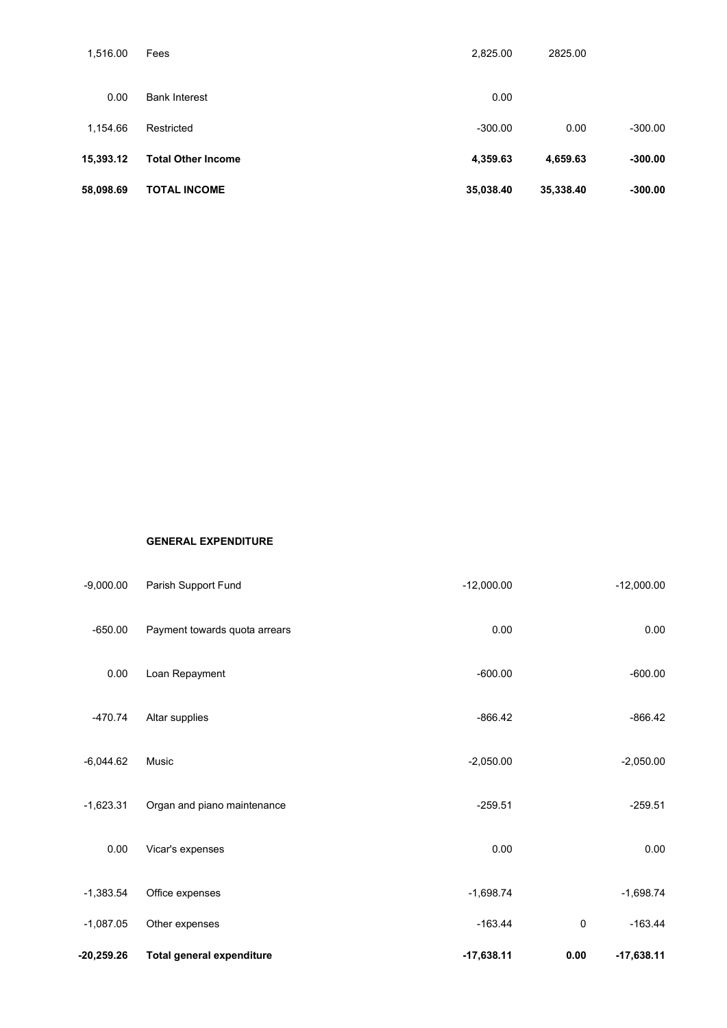| | | | | |
|---|---|---|---|---|
| 1,516.00 | Fees | 2,825.00 | 2825.00 | |
| 0.00 | Bank Interest | 0.00 | | |
| 1,154.66 | Restricted | -300.00 | 0.00 | -300.00 |
| **15,393.12** | **Total Other Income** | **4,359.63** | **4,659.63** | **-300.00** |
| **58,098.69** | **TOTAL INCOME** | **35,038.40** | **35,338.40** | **-300.00** |

| | **GENERAL EXPENDITURE** | | | |
|---|---|---|---|---|
| -9,000.00 | Parish Support Fund | -12,000.00 | | -12,000.00 |
| -650.00 | Payment towards quota arrears | 0.00 | | 0.00 |
| 0.00 | Loan Repayment | -600.00 | | -600.00 |
| -470.74 | Altar supplies | -866.42 | | -866.42 |
| -6,044.62 | Music | -2,050.00 | | -2,050.00 |
| -1,623.31 | Organ and piano maintenance | -259.51 | | -259.51 |
| 0.00 | Vicar's expenses | 0.00 | | 0.00 |
| -1,383.54 | Office expenses | -1,698.74 | | -1,698.74 |
| -1,087.05 | Other expenses | -163.44 | 0 | -163.44 |
| **-20,259.26** | **Total general expenditure** | **-17,638.11** | **0.00** | **-17,638.11** |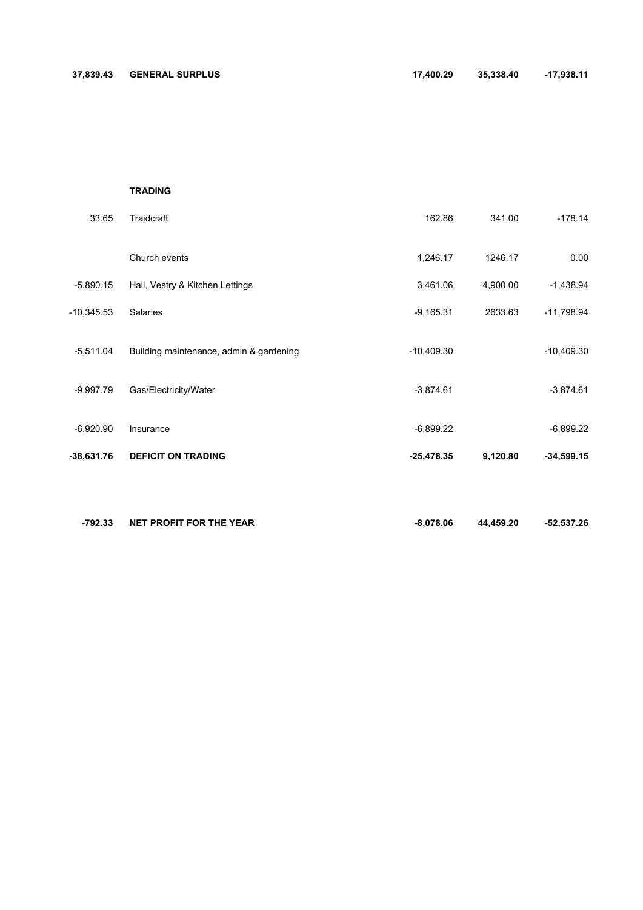| | | | | |
|---|---|---|---|---|
| **37,839.43** | **GENERAL SURPLUS** | **17,400.29** | **35,338.40** | **-17,938.11** |
| | | | | |
| | **TRADING** | | | |
| 33.65 | Traidcraft | 162.86 | 341.00 | -178.14 |
| | Church events | 1,246.17 | 1246.17 | 0.00 |
| -5,890.15 | Hall, Vestry & Kitchen Lettings | 3,461.06 | 4,900.00 | -1,438.94 |
| -10,345.53 | Salaries | -9,165.31 | 2633.63 | -11,798.94 |
| -5,511.04 | Building maintenance, admin & gardening | -10,409.30 | | -10,409.30 |
| -9,997.79 | Gas/Electricity/Water | -3,874.61 | | -3,874.61 |
| -6,920.90 | Insurance | -6,899.22 | | -6,899.22 |
| **-38,631.76** | **DEFICIT ON TRADING** | **-25,478.35** | **9,120.80** | **-34,599.15** |
| | | | | |
| **-792.33** | **NET PROFIT FOR THE YEAR** | **-8,078.06** | **44,459.20** | **-52,537.26** |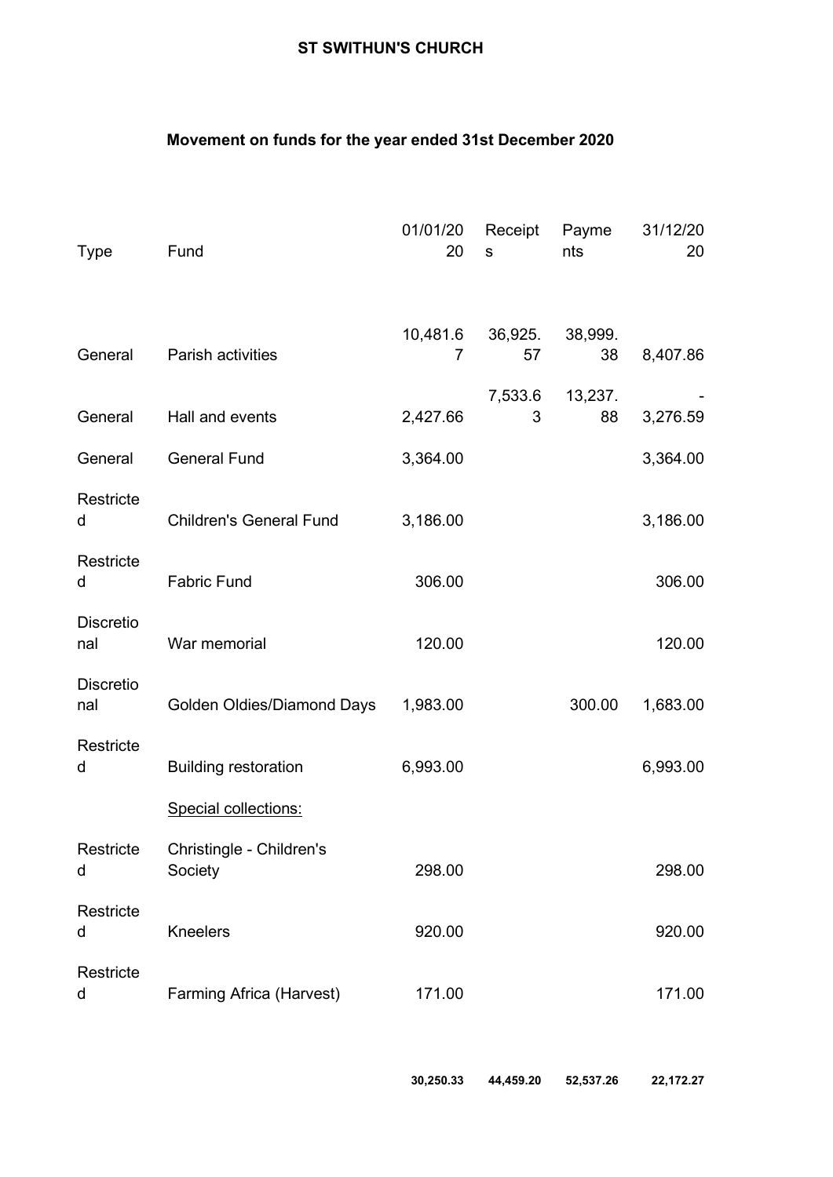**ST SWITHUN'S CHURCH**

**Movement on funds for the year ended 31st December 2020**

| Type | Fund | 01/01/2020 | Receipts | Payments | 31/12/2020 |
|---|---|---|---|---|---|
| General | Parish activities | 10,481.67 | 36,925.57 | 38,999.38 | 8,407.86 |
| General | Hall and events | 2,427.66 | 7,533.63 | 13,237.88 | -3,276.59 |
| General | General Fund | 3,364.00 | | | 3,364.00 |
| Restricted | Children's General Fund | 3,186.00 | | | 3,186.00 |
| Restricted | Fabric Fund | 306.00 | | | 306.00 |
| Discretional | War memorial | 120.00 | | | 120.00 |
| Discretional | Golden Oldies/Diamond Days | 1,983.00 | | 300.00 | 1,683.00 |
| Restricted | Building restoration | 6,993.00 | | | 6,993.00 |
| | Special collections: | | | | |
| Restricted | Christingle - Children's Society | 298.00 | | | 298.00 |
| Restricted | Kneelers | 920.00 | | | 920.00 |
| Restricted | Farming Africa (Harvest) | 171.00 | | | 171.00 |
| | | **30,250.33** | **44,459.20** | **52,537.26** | **22,172.27** |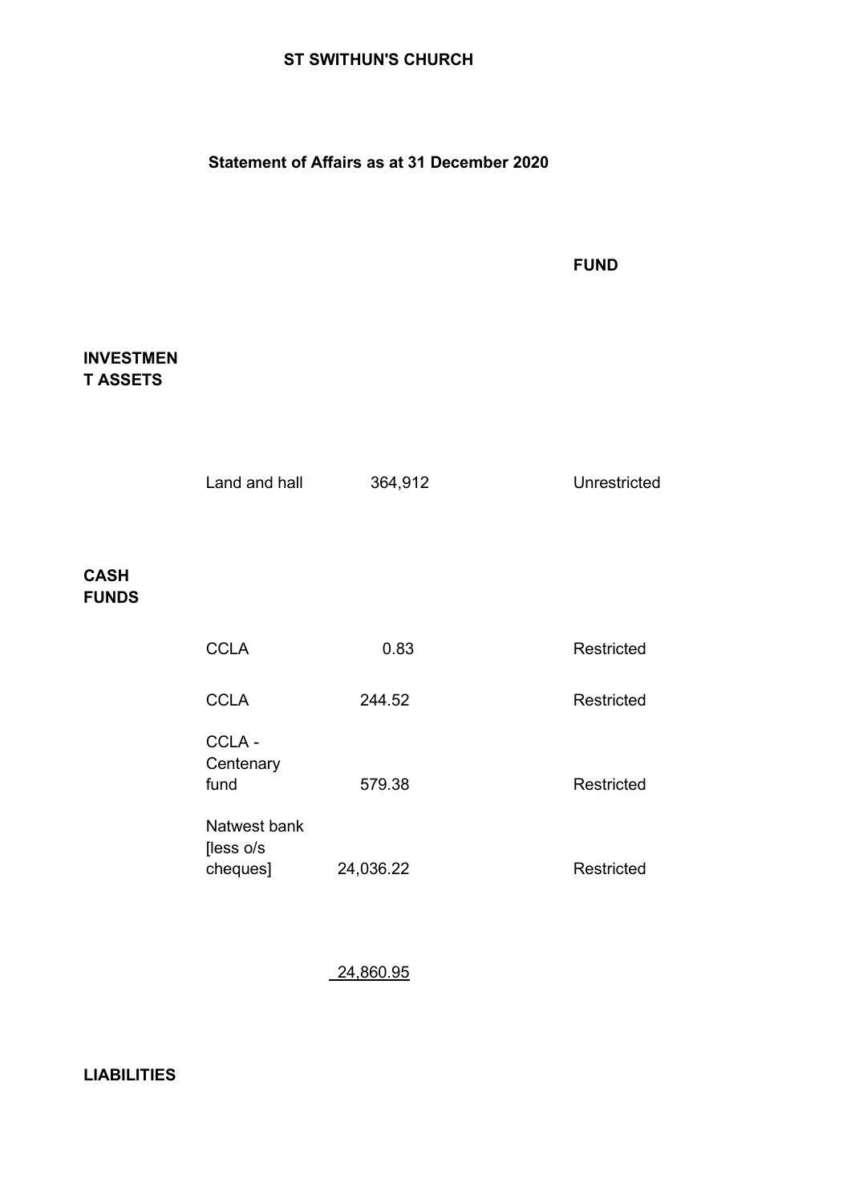# ST SWITHUN'S CHURCH

## Statement of Affairs as at 31 December 2020

| | | | FUND |
|---|---|---|---|
| **INVESTMENT ASSETS** | | | |
| | Land and hall | 364,912 | Unrestricted |
| **CASH FUNDS** | | | |
| | CCLA | 0.83 | Restricted |
| | CCLA | 244.52 | Restricted |
| | CCLA - Centenary fund | 579.38 | Restricted |
| | Natwest bank [less o/s cheques] | 24,036.22 | Restricted |
| | | 24,860.95 | |
| **LIABILITIES** | | | |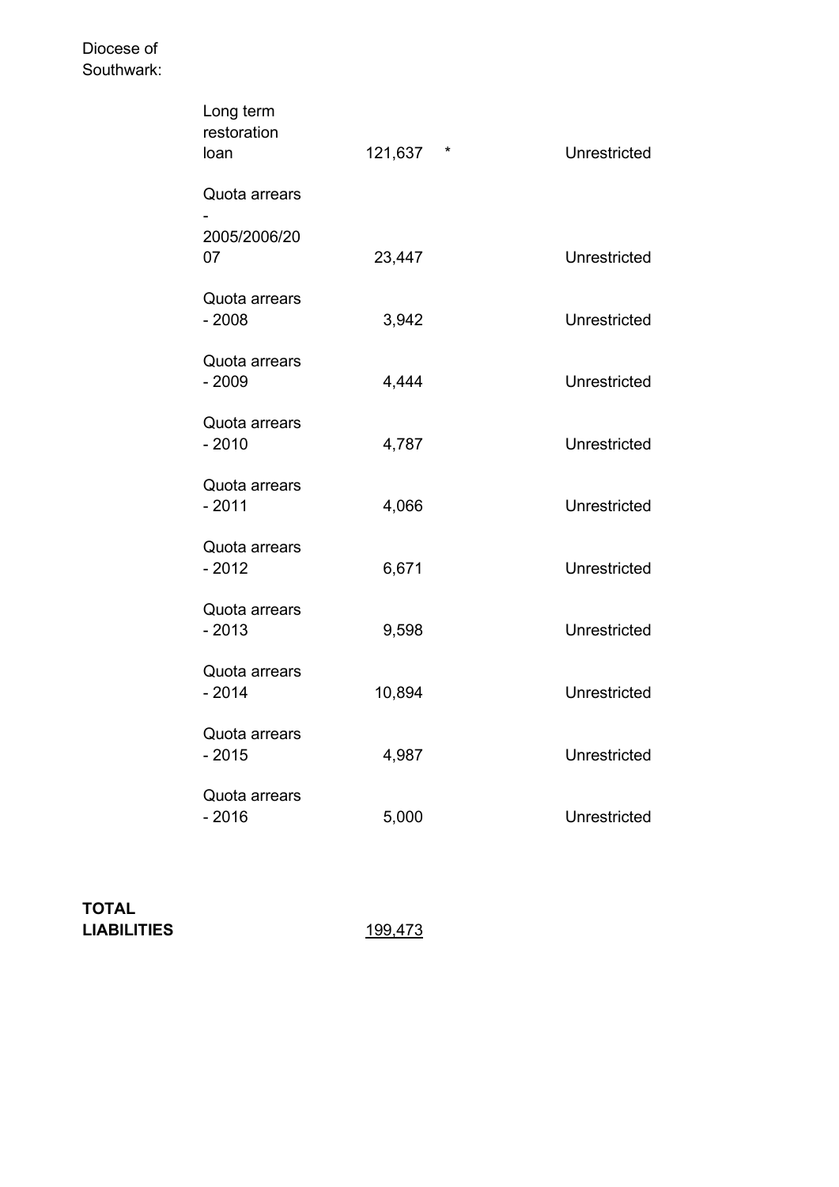Diocese of Southwark:

| | | | |
|---|---|---|---|
| Long term restoration loan | 121,637 | * | Unrestricted |
| Quota arrears - 2005/2006/2007 | 23,447 | | Unrestricted |
| Quota arrears - 2008 | 3,942 | | Unrestricted |
| Quota arrears - 2009 | 4,444 | | Unrestricted |
| Quota arrears - 2010 | 4,787 | | Unrestricted |
| Quota arrears - 2011 | 4,066 | | Unrestricted |
| Quota arrears - 2012 | 6,671 | | Unrestricted |
| Quota arrears - 2013 | 9,598 | | Unrestricted |
| Quota arrears - 2014 | 10,894 | | Unrestricted |
| Quota arrears - 2015 | 4,987 | | Unrestricted |
| Quota arrears - 2016 | 5,000 | | Unrestricted |

**TOTAL LIABILITIES** 199,473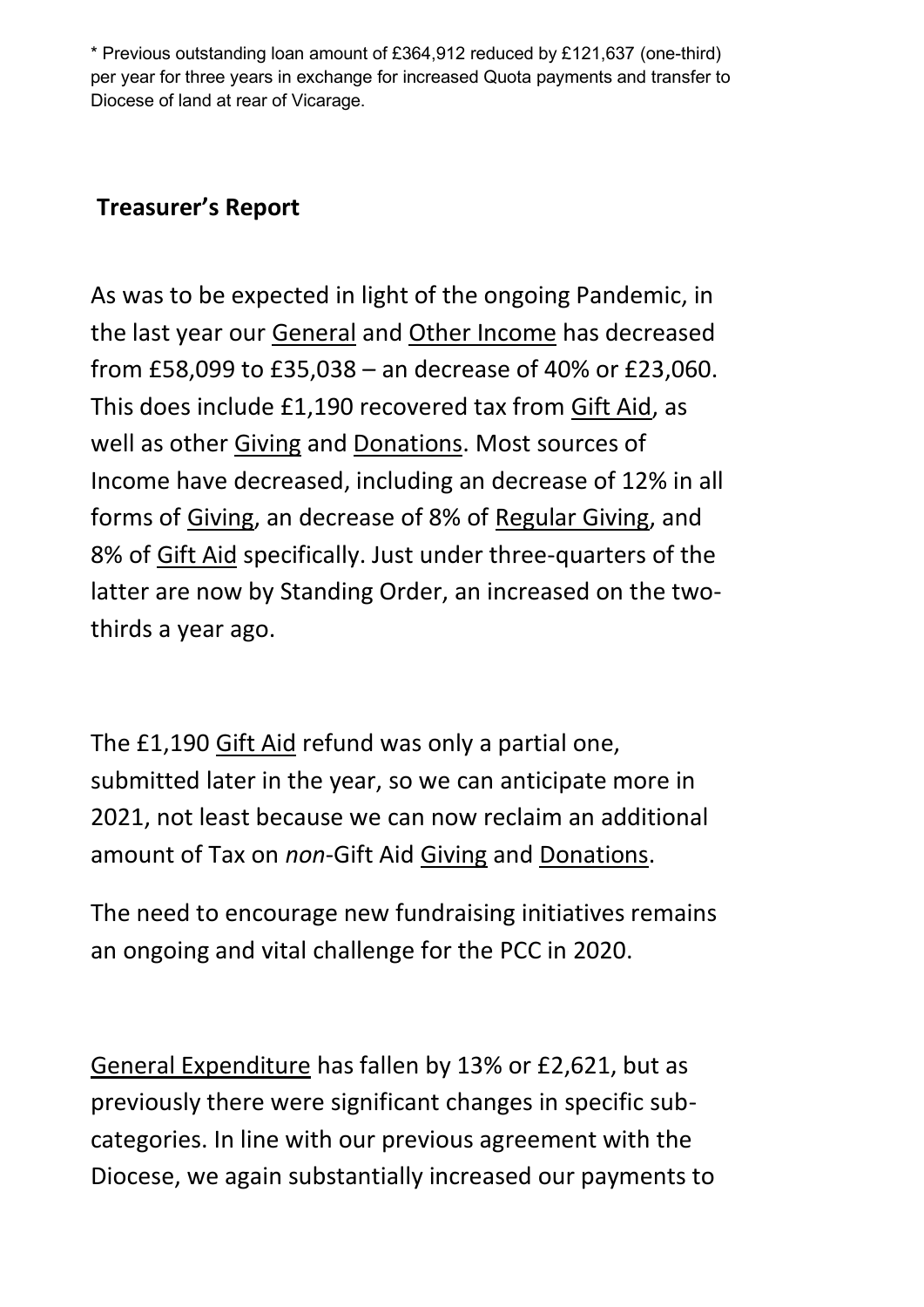* Previous outstanding loan amount of £364,912 reduced by £121,637 (one-third) per year for three years in exchange for increased Quota payments and transfer to Diocese of land at rear of Vicarage.

## Treasurer's Report

As was to be expected in light of the ongoing Pandemic, in the last year our General and Other Income has decreased from £58,099 to £35,038 – an decrease of 40% or £23,060. This does include £1,190 recovered tax from Gift Aid, as well as other Giving and Donations. Most sources of Income have decreased, including an decrease of 12% in all forms of Giving, an decrease of 8% of Regular Giving, and 8% of Gift Aid specifically. Just under three-quarters of the latter are now by Standing Order, an increased on the two-thirds a year ago.

The £1,190 Gift Aid refund was only a partial one, submitted later in the year, so we can anticipate more in 2021, not least because we can now reclaim an additional amount of Tax on *non*-Gift Aid Giving and Donations.

The need to encourage new fundraising initiatives remains an ongoing and vital challenge for the PCC in 2020.

General Expenditure has fallen by 13% or £2,621, but as previously there were significant changes in specific sub-categories. In line with our previous agreement with the Diocese, we again substantially increased our payments to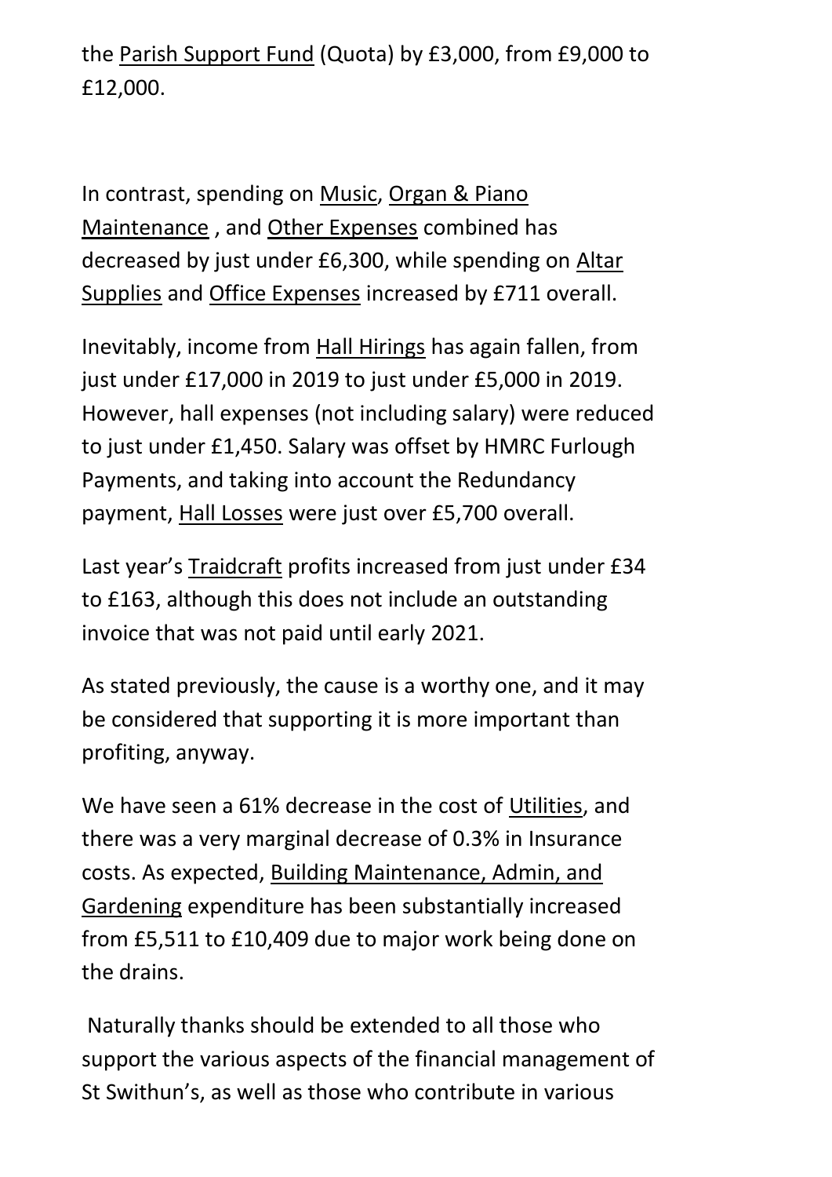the Parish Support Fund (Quota) by £3,000, from £9,000 to £12,000.

In contrast, spending on Music, Organ & Piano Maintenance , and Other Expenses combined has decreased by just under £6,300, while spending on Altar Supplies and Office Expenses increased by £711 overall.

Inevitably, income from Hall Hirings has again fallen, from just under £17,000 in 2019 to just under £5,000 in 2019. However, hall expenses (not including salary) were reduced to just under £1,450. Salary was offset by HMRC Furlough Payments, and taking into account the Redundancy payment, Hall Losses were just over £5,700 overall.

Last year's Traidcraft profits increased from just under £34 to £163, although this does not include an outstanding invoice that was not paid until early 2021.

As stated previously, the cause is a worthy one, and it may be considered that supporting it is more important than profiting, anyway.

We have seen a 61% decrease in the cost of Utilities, and there was a very marginal decrease of 0.3% in Insurance costs. As expected, Building Maintenance, Admin, and Gardening expenditure has been substantially increased from £5,511 to £10,409 due to major work being done on the drains.

Naturally thanks should be extended to all those who support the various aspects of the financial management of St Swithun's, as well as those who contribute in various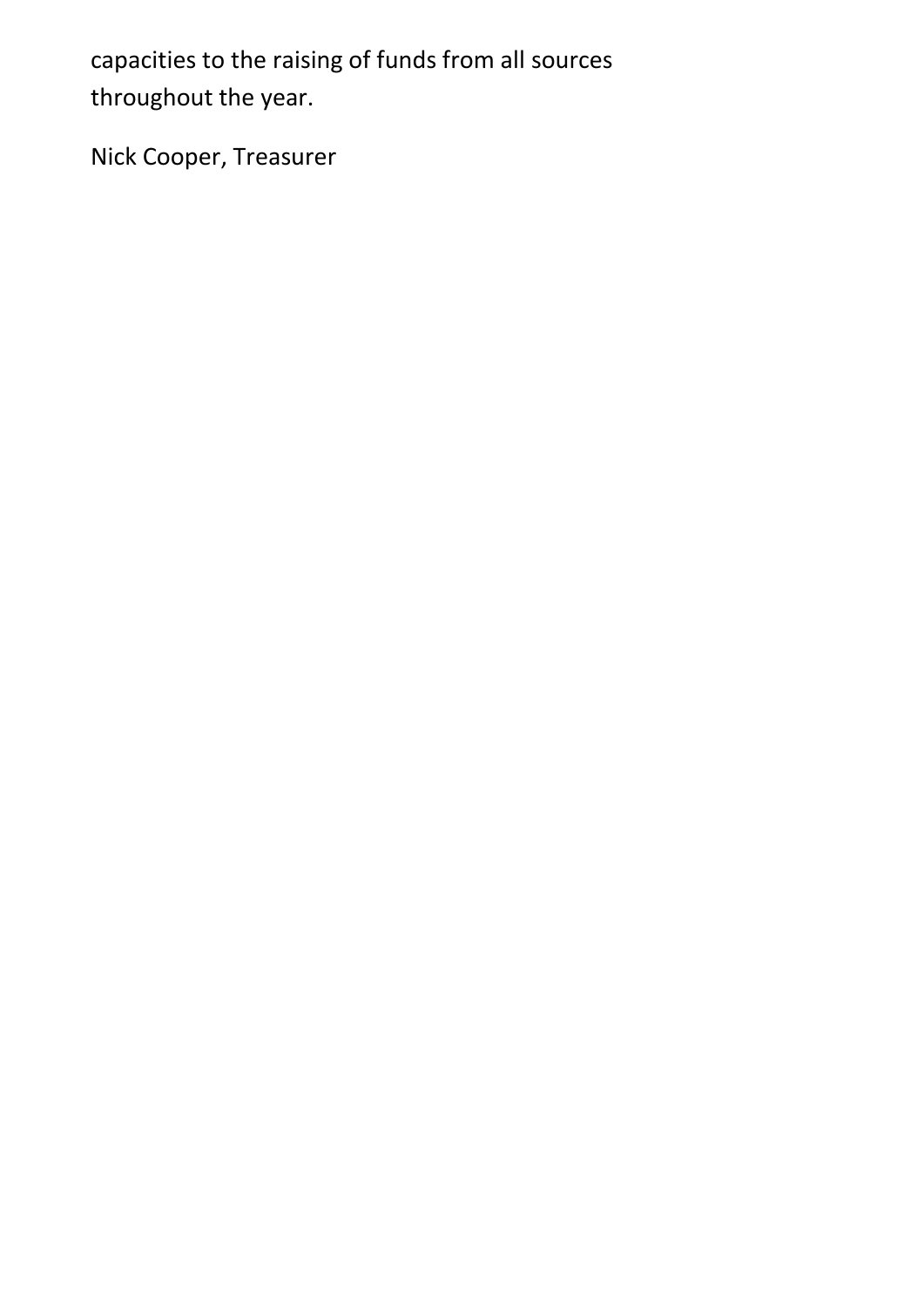capacities to the raising of funds from all sources throughout the year.

Nick Cooper, Treasurer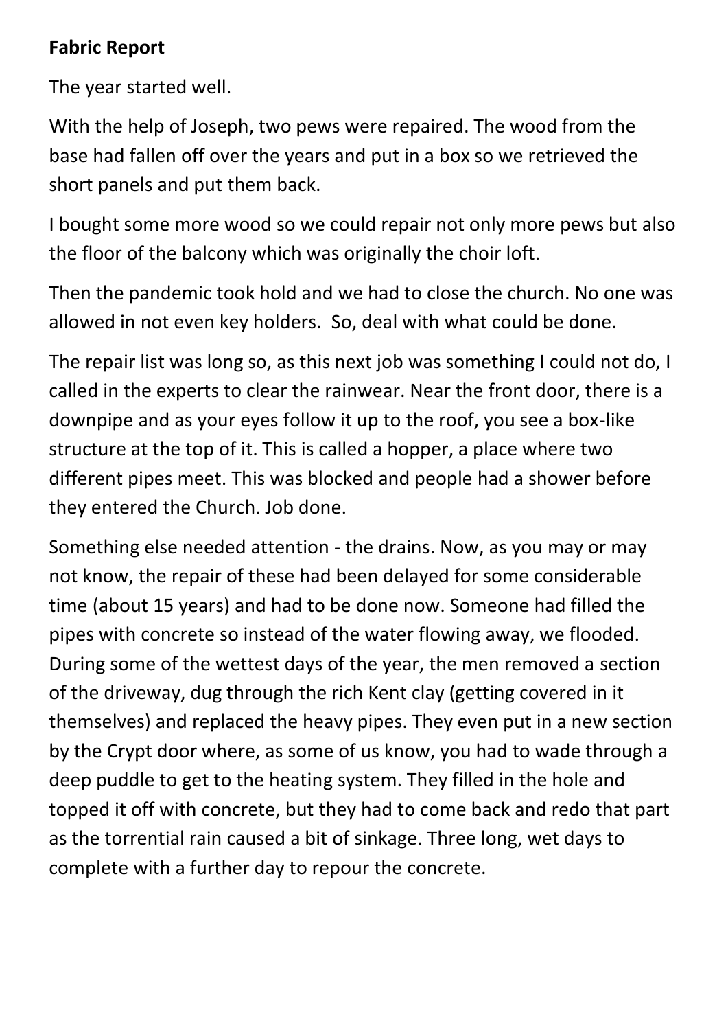**Fabric Report**

The year started well.

With the help of Joseph, two pews were repaired. The wood from the base had fallen off over the years and put in a box so we retrieved the short panels and put them back.

I bought some more wood so we could repair not only more pews but also the floor of the balcony which was originally the choir loft.

Then the pandemic took hold and we had to close the church. No one was allowed in not even key holders.  So, deal with what could be done.

The repair list was long so, as this next job was something I could not do, I called in the experts to clear the rainwear. Near the front door, there is a downpipe and as your eyes follow it up to the roof, you see a box-like structure at the top of it. This is called a hopper, a place where two different pipes meet. This was blocked and people had a shower before they entered the Church. Job done.

Something else needed attention - the drains. Now, as you may or may not know, the repair of these had been delayed for some considerable time (about 15 years) and had to be done now. Someone had filled the pipes with concrete so instead of the water flowing away, we flooded. During some of the wettest days of the year, the men removed a section of the driveway, dug through the rich Kent clay (getting covered in it themselves) and replaced the heavy pipes. They even put in a new section by the Crypt door where, as some of us know, you had to wade through a deep puddle to get to the heating system. They filled in the hole and topped it off with concrete, but they had to come back and redo that part as the torrential rain caused a bit of sinkage. Three long, wet days to complete with a further day to repour the concrete.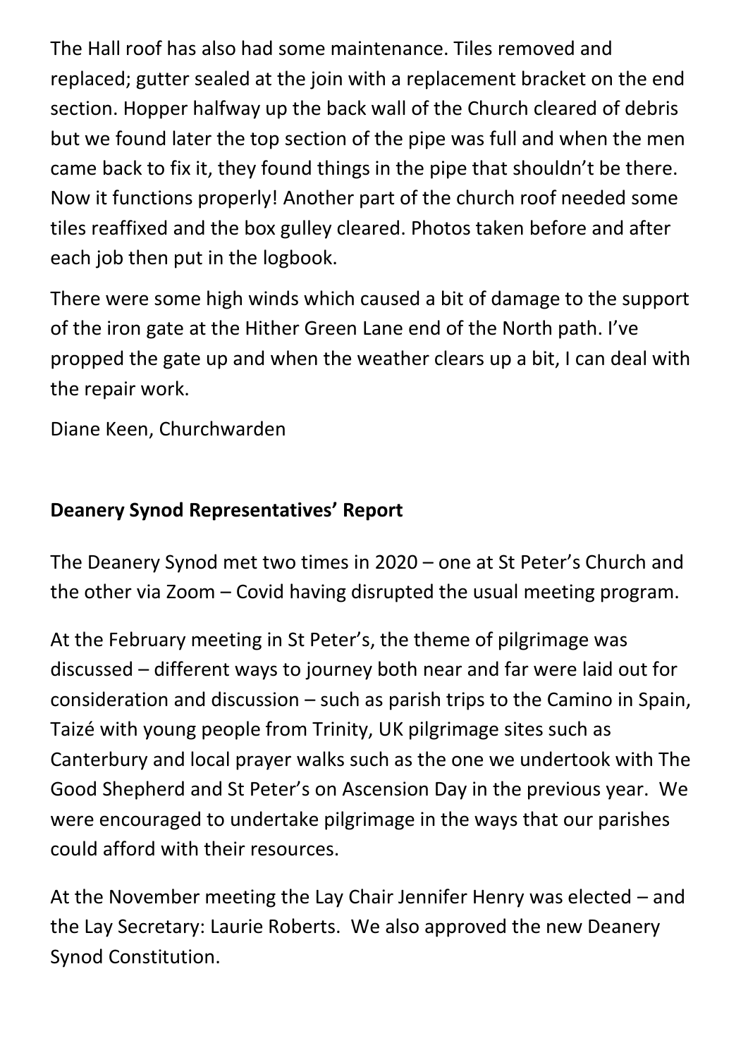The Hall roof has also had some maintenance. Tiles removed and replaced; gutter sealed at the join with a replacement bracket on the end section. Hopper halfway up the back wall of the Church cleared of debris but we found later the top section of the pipe was full and when the men came back to fix it, they found things in the pipe that shouldn't be there. Now it functions properly! Another part of the church roof needed some tiles reaffixed and the box gulley cleared. Photos taken before and after each job then put in the logbook.

There were some high winds which caused a bit of damage to the support of the iron gate at the Hither Green Lane end of the North path. I've propped the gate up and when the weather clears up a bit, I can deal with the repair work.

Diane Keen, Churchwarden

## Deanery Synod Representatives' Report

The Deanery Synod met two times in 2020 – one at St Peter's Church and the other via Zoom – Covid having disrupted the usual meeting program.

At the February meeting in St Peter's, the theme of pilgrimage was discussed – different ways to journey both near and far were laid out for consideration and discussion – such as parish trips to the Camino in Spain, Taizé with young people from Trinity, UK pilgrimage sites such as Canterbury and local prayer walks such as the one we undertook with The Good Shepherd and St Peter's on Ascension Day in the previous year. We were encouraged to undertake pilgrimage in the ways that our parishes could afford with their resources.

At the November meeting the Lay Chair Jennifer Henry was elected – and the Lay Secretary: Laurie Roberts. We also approved the new Deanery Synod Constitution.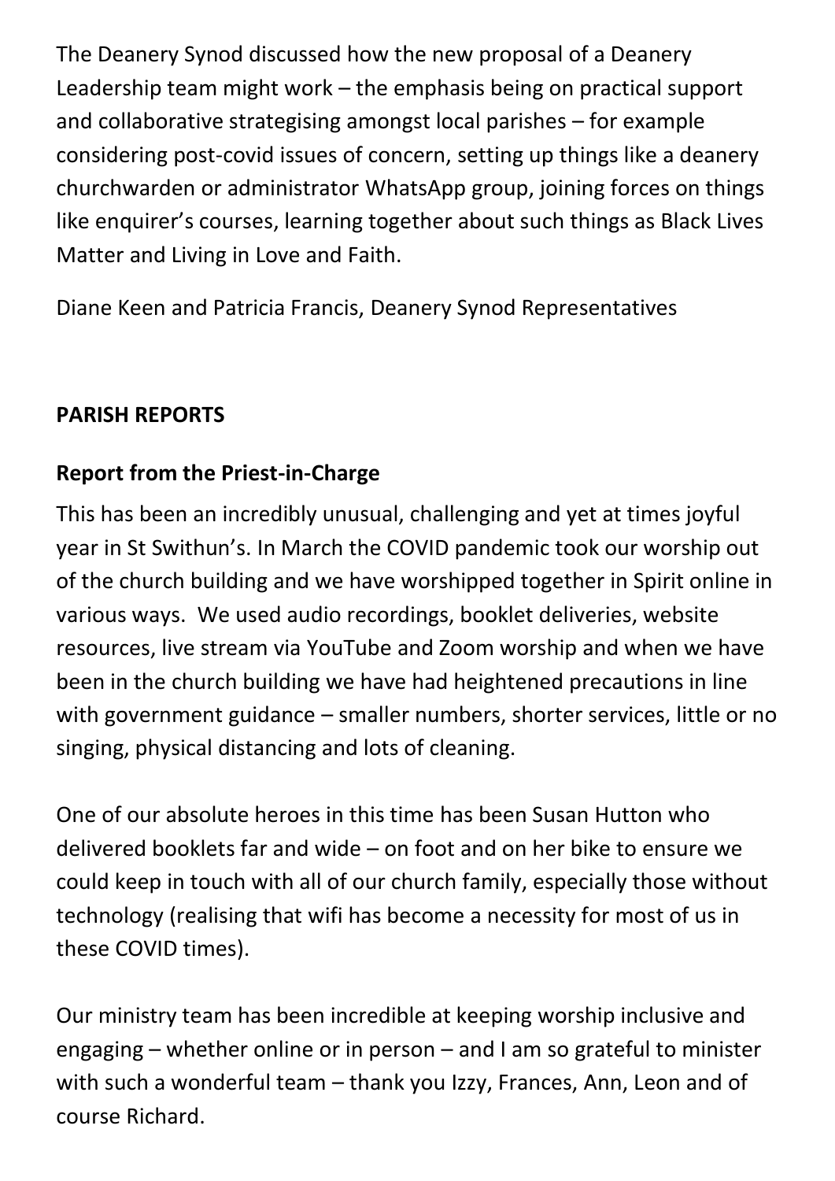The Deanery Synod discussed how the new proposal of a Deanery Leadership team might work – the emphasis being on practical support and collaborative strategising amongst local parishes – for example considering post-covid issues of concern, setting up things like a deanery churchwarden or administrator WhatsApp group, joining forces on things like enquirer's courses, learning together about such things as Black Lives Matter and Living in Love and Faith.

Diane Keen and Patricia Francis, Deanery Synod Representatives

## PARISH REPORTS

### Report from the Priest-in-Charge

This has been an incredibly unusual, challenging and yet at times joyful year in St Swithun's. In March the COVID pandemic took our worship out of the church building and we have worshipped together in Spirit online in various ways. We used audio recordings, booklet deliveries, website resources, live stream via YouTube and Zoom worship and when we have been in the church building we have had heightened precautions in line with government guidance – smaller numbers, shorter services, little or no singing, physical distancing and lots of cleaning.

One of our absolute heroes in this time has been Susan Hutton who delivered booklets far and wide – on foot and on her bike to ensure we could keep in touch with all of our church family, especially those without technology (realising that wifi has become a necessity for most of us in these COVID times).

Our ministry team has been incredible at keeping worship inclusive and engaging – whether online or in person – and I am so grateful to minister with such a wonderful team – thank you Izzy, Frances, Ann, Leon and of course Richard.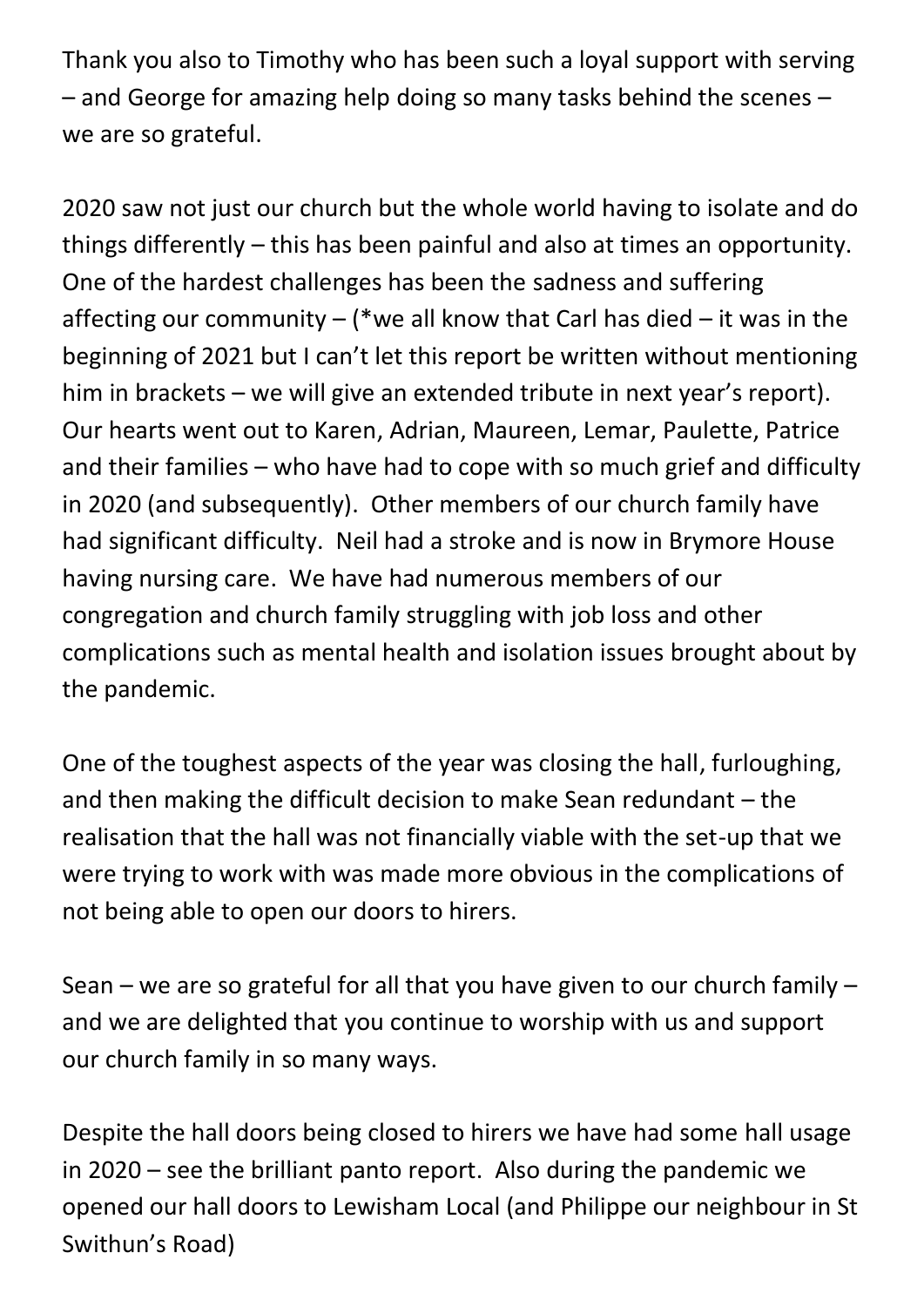Thank you also to Timothy who has been such a loyal support with serving – and George for amazing help doing so many tasks behind the scenes – we are so grateful.

2020 saw not just our church but the whole world having to isolate and do things differently – this has been painful and also at times an opportunity. One of the hardest challenges has been the sadness and suffering affecting our community – (*we all know that Carl has died – it was in the beginning of 2021 but I can't let this report be written without mentioning him in brackets – we will give an extended tribute in next year's report). Our hearts went out to Karen, Adrian, Maureen, Lemar, Paulette, Patrice and their families – who have had to cope with so much grief and difficulty in 2020 (and subsequently). Other members of our church family have had significant difficulty. Neil had a stroke and is now in Brymore House having nursing care. We have had numerous members of our congregation and church family struggling with job loss and other complications such as mental health and isolation issues brought about by the pandemic.

One of the toughest aspects of the year was closing the hall, furloughing, and then making the difficult decision to make Sean redundant – the realisation that the hall was not financially viable with the set-up that we were trying to work with was made more obvious in the complications of not being able to open our doors to hirers.

Sean – we are so grateful for all that you have given to our church family – and we are delighted that you continue to worship with us and support our church family in so many ways.

Despite the hall doors being closed to hirers we have had some hall usage in 2020 – see the brilliant panto report. Also during the pandemic we opened our hall doors to Lewisham Local (and Philippe our neighbour in St Swithun's Road)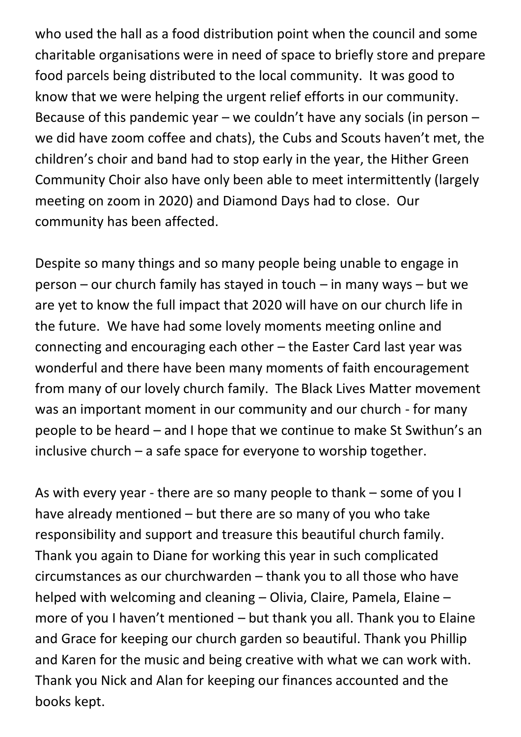who used the hall as a food distribution point when the council and some charitable organisations were in need of space to briefly store and prepare food parcels being distributed to the local community. It was good to know that we were helping the urgent relief efforts in our community. Because of this pandemic year – we couldn't have any socials (in person – we did have zoom coffee and chats), the Cubs and Scouts haven't met, the children's choir and band had to stop early in the year, the Hither Green Community Choir also have only been able to meet intermittently (largely meeting on zoom in 2020) and Diamond Days had to close. Our community has been affected.

Despite so many things and so many people being unable to engage in person – our church family has stayed in touch – in many ways – but we are yet to know the full impact that 2020 will have on our church life in the future. We have had some lovely moments meeting online and connecting and encouraging each other – the Easter Card last year was wonderful and there have been many moments of faith encouragement from many of our lovely church family. The Black Lives Matter movement was an important moment in our community and our church - for many people to be heard – and I hope that we continue to make St Swithun's an inclusive church – a safe space for everyone to worship together.

As with every year - there are so many people to thank – some of you I have already mentioned – but there are so many of you who take responsibility and support and treasure this beautiful church family. Thank you again to Diane for working this year in such complicated circumstances as our churchwarden – thank you to all those who have helped with welcoming and cleaning – Olivia, Claire, Pamela, Elaine – more of you I haven't mentioned – but thank you all. Thank you to Elaine and Grace for keeping our church garden so beautiful. Thank you Phillip and Karen for the music and being creative with what we can work with. Thank you Nick and Alan for keeping our finances accounted and the books kept.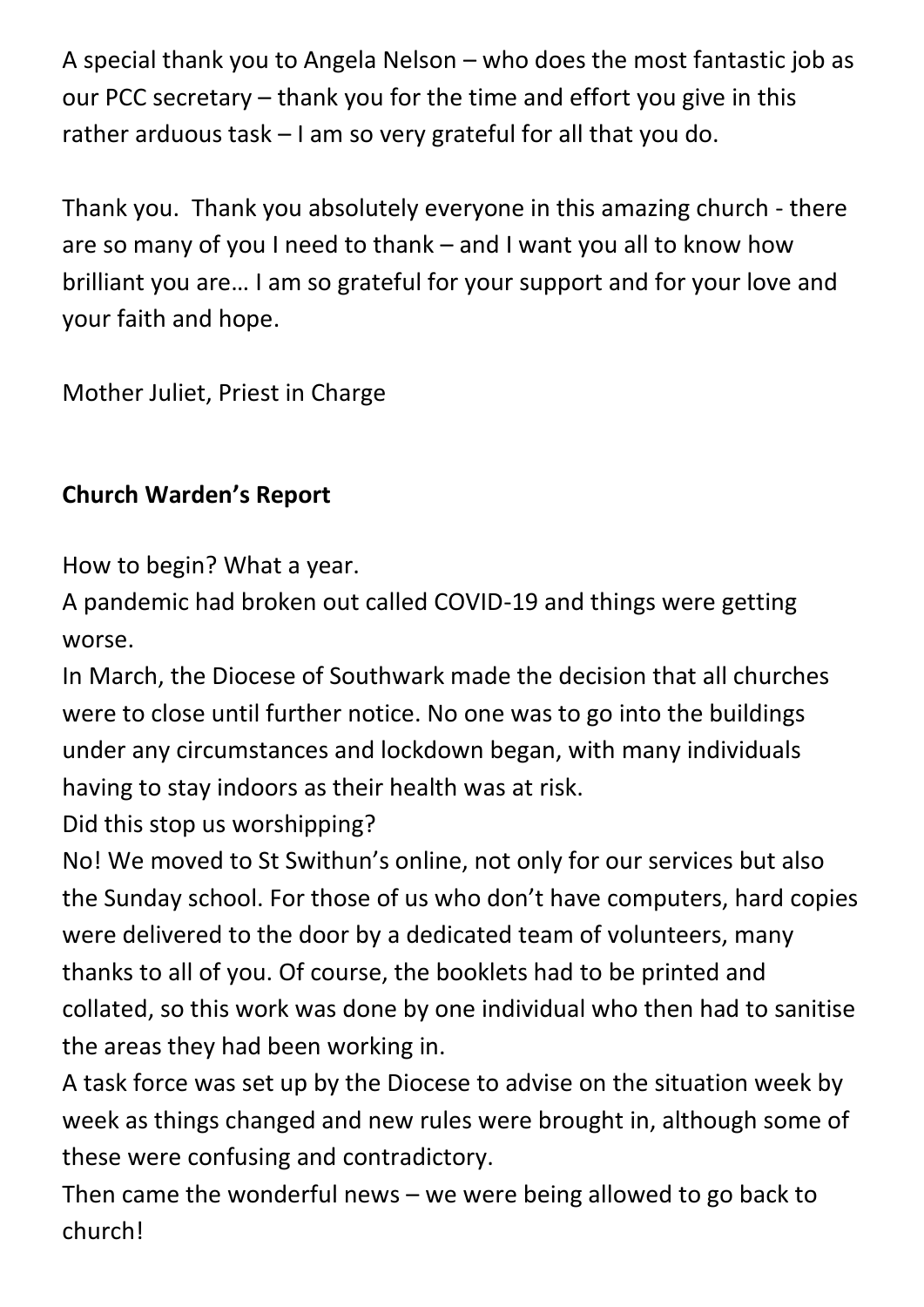A special thank you to Angela Nelson – who does the most fantastic job as our PCC secretary – thank you for the time and effort you give in this rather arduous task – I am so very grateful for all that you do.

Thank you. Thank you absolutely everyone in this amazing church - there are so many of you I need to thank – and I want you all to know how brilliant you are… I am so grateful for your support and for your love and your faith and hope.

Mother Juliet, Priest in Charge

**Church Warden's Report**

How to begin? What a year.
A pandemic had broken out called COVID-19 and things were getting worse.
In March, the Diocese of Southwark made the decision that all churches were to close until further notice. No one was to go into the buildings under any circumstances and lockdown began, with many individuals having to stay indoors as their health was at risk.
Did this stop us worshipping?
No! We moved to St Swithun's online, not only for our services but also the Sunday school. For those of us who don't have computers, hard copies were delivered to the door by a dedicated team of volunteers, many thanks to all of you. Of course, the booklets had to be printed and collated, so this work was done by one individual who then had to sanitise the areas they had been working in.
A task force was set up by the Diocese to advise on the situation week by week as things changed and new rules were brought in, although some of these were confusing and contradictory.
Then came the wonderful news – we were being allowed to go back to church!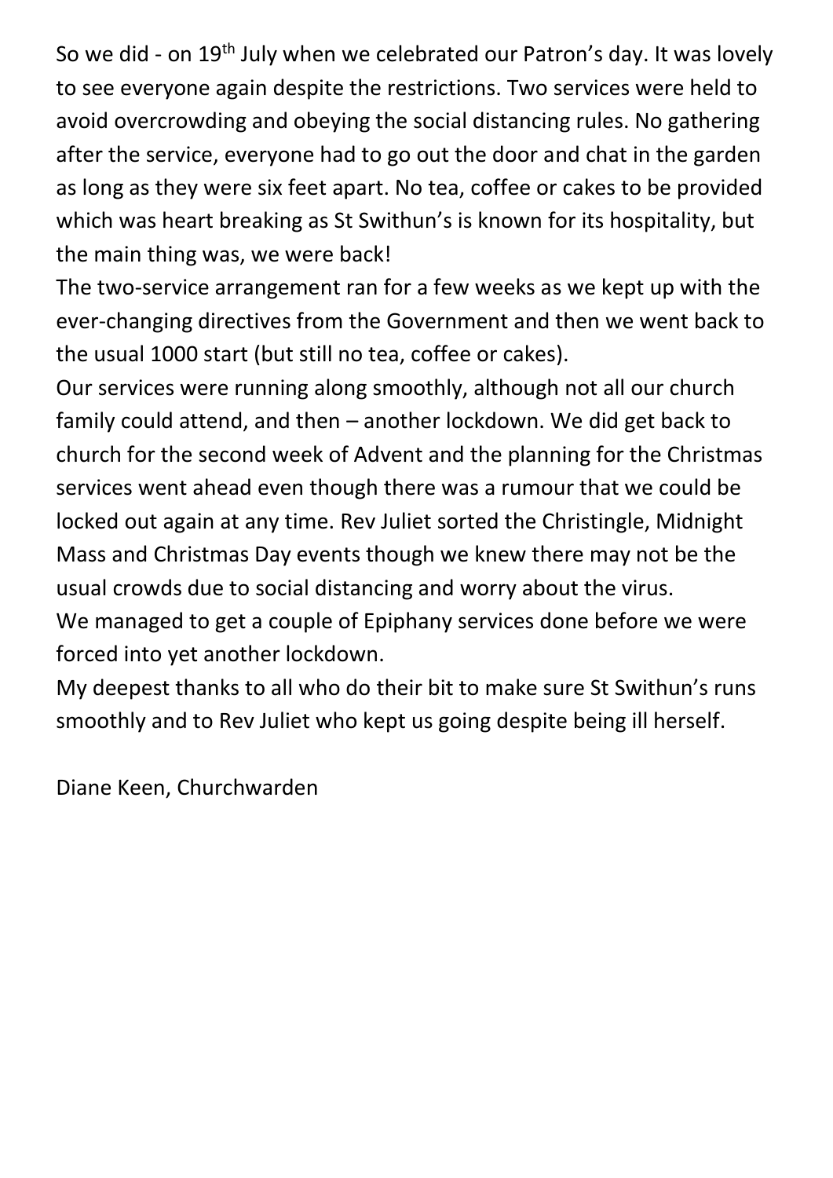So we did - on 19th July when we celebrated our Patron's day. It was lovely to see everyone again despite the restrictions. Two services were held to avoid overcrowding and obeying the social distancing rules. No gathering after the service, everyone had to go out the door and chat in the garden as long as they were six feet apart. No tea, coffee or cakes to be provided which was heart breaking as St Swithun's is known for its hospitality, but the main thing was, we were back!

The two-service arrangement ran for a few weeks as we kept up with the ever-changing directives from the Government and then we went back to the usual 1000 start (but still no tea, coffee or cakes).

Our services were running along smoothly, although not all our church family could attend, and then – another lockdown. We did get back to church for the second week of Advent and the planning for the Christmas services went ahead even though there was a rumour that we could be locked out again at any time. Rev Juliet sorted the Christingle, Midnight Mass and Christmas Day events though we knew there may not be the usual crowds due to social distancing and worry about the virus.

We managed to get a couple of Epiphany services done before we were forced into yet another lockdown.

My deepest thanks to all who do their bit to make sure St Swithun's runs smoothly and to Rev Juliet who kept us going despite being ill herself.

Diane Keen, Churchwarden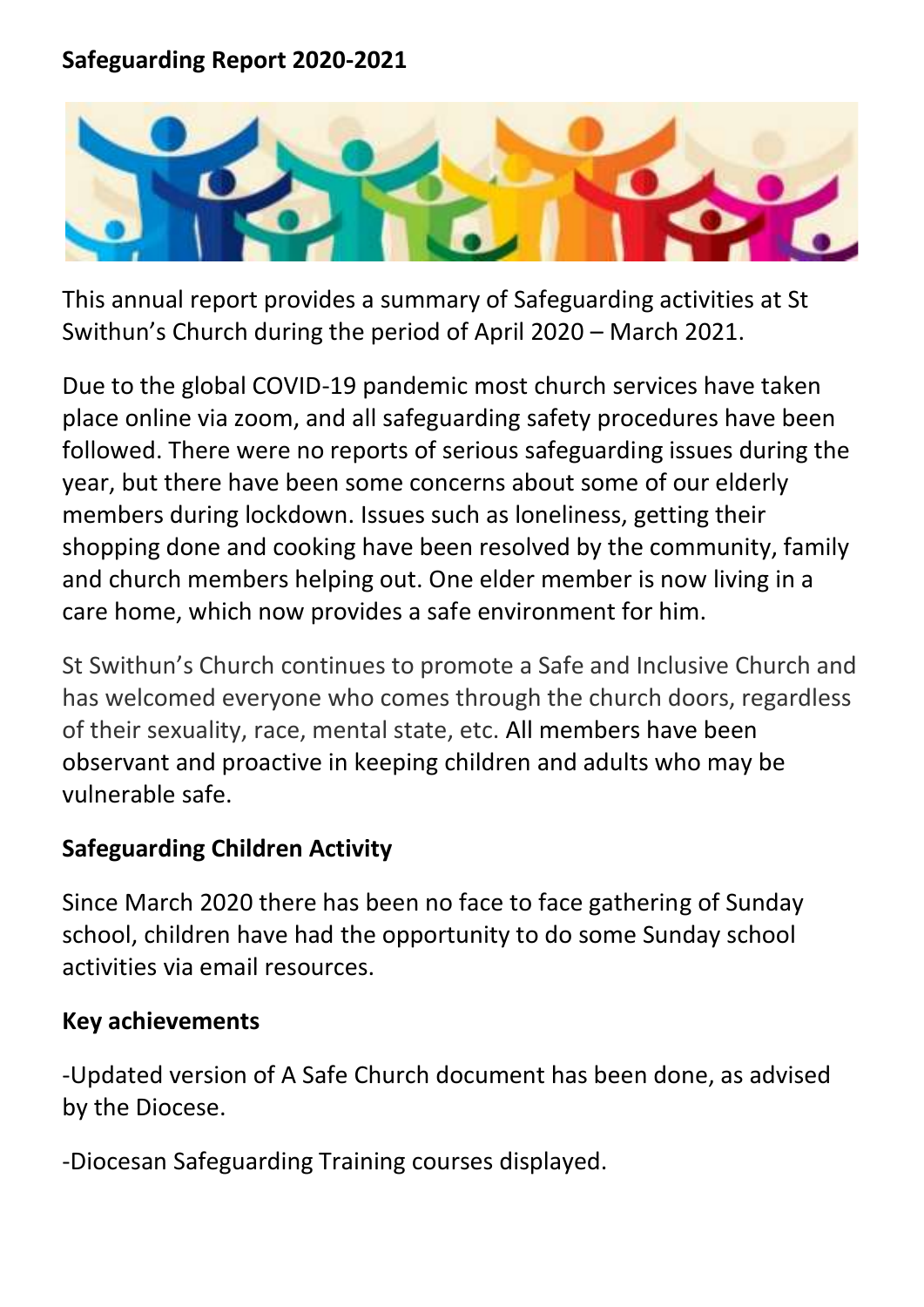**Safeguarding Report 2020-2021**

This annual report provides a summary of Safeguarding activities at St Swithun's Church during the period of April 2020 – March 2021.

Due to the global COVID-19 pandemic most church services have taken place online via zoom, and all safeguarding safety procedures have been followed. There were no reports of serious safeguarding issues during the year, but there have been some concerns about some of our elderly members during lockdown. Issues such as loneliness, getting their shopping done and cooking have been resolved by the community, family and church members helping out. One elder member is now living in a care home, which now provides a safe environment for him.

St Swithun's Church continues to promote a Safe and Inclusive Church and has welcomed everyone who comes through the church doors, regardless of their sexuality, race, mental state, etc. All members have been observant and proactive in keeping children and adults who may be vulnerable safe.

**Safeguarding Children Activity**

Since March 2020 there has been no face to face gathering of Sunday school, children have had the opportunity to do some Sunday school activities via email resources.

**Key achievements**

-Updated version of A Safe Church document has been done, as advised by the Diocese.

-Diocesan Safeguarding Training courses displayed.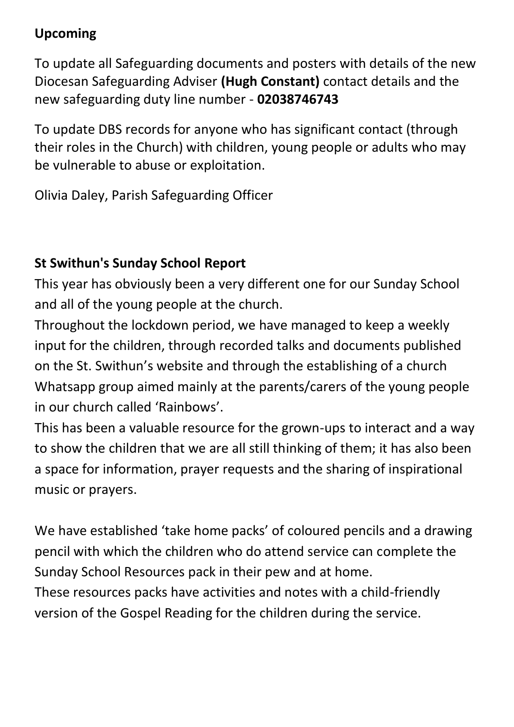**Upcoming**

To update all Safeguarding documents and posters with details of the new Diocesan Safeguarding Adviser **(Hugh Constant)** contact details and the new safeguarding duty line number - **02038746743**

To update DBS records for anyone who has significant contact (through their roles in the Church) with children, young people or adults who may be vulnerable to abuse or exploitation.

Olivia Daley, Parish Safeguarding Officer

**St Swithun's Sunday School Report**

This year has obviously been a very different one for our Sunday School and all of the young people at the church.

Throughout the lockdown period, we have managed to keep a weekly input for the children, through recorded talks and documents published on the St. Swithun's website and through the establishing of a church Whatsapp group aimed mainly at the parents/carers of the young people in our church called 'Rainbows'.

This has been a valuable resource for the grown-ups to interact and a way to show the children that we are all still thinking of them; it has also been a space for information, prayer requests and the sharing of inspirational music or prayers.

We have established 'take home packs' of coloured pencils and a drawing pencil with which the children who do attend service can complete the Sunday School Resources pack in their pew and at home.

These resources packs have activities and notes with a child-friendly version of the Gospel Reading for the children during the service.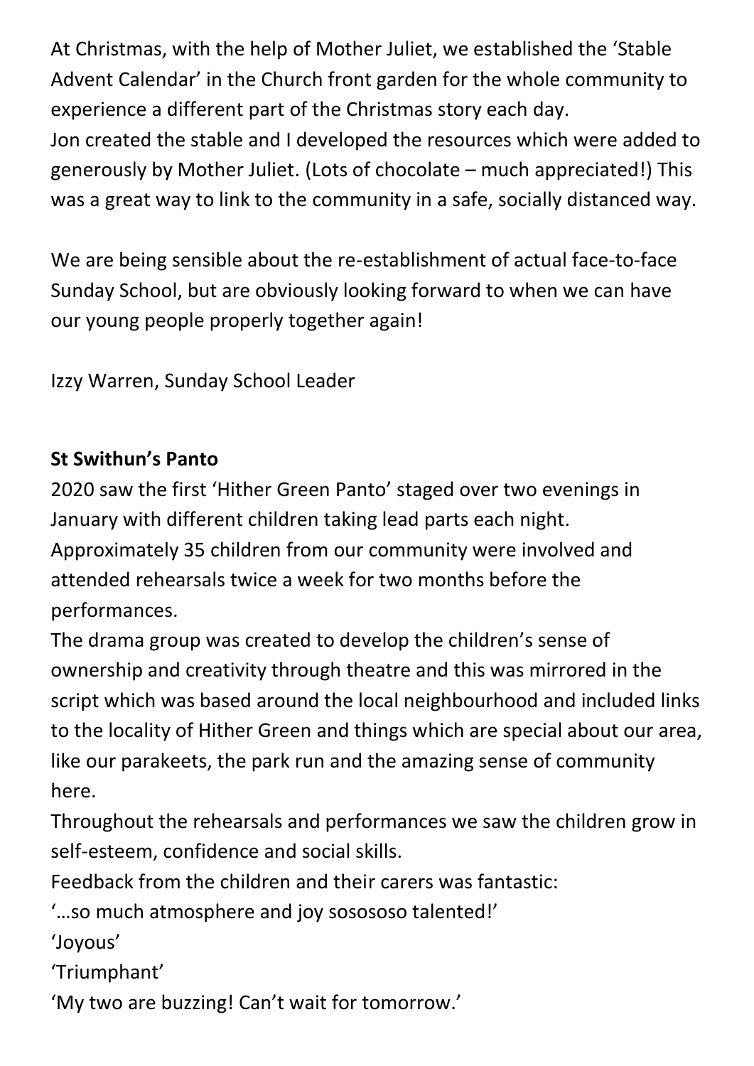At Christmas, with the help of Mother Juliet, we established the 'Stable Advent Calendar' in the Church front garden for the whole community to experience a different part of the Christmas story each day.
Jon created the stable and I developed the resources which were added to generously by Mother Juliet. (Lots of chocolate – much appreciated!) This was a great way to link to the community in a safe, socially distanced way.

We are being sensible about the re-establishment of actual face-to-face Sunday School, but are obviously looking forward to when we can have our young people properly together again!

Izzy Warren, Sunday School Leader

**St Swithun's Panto**

2020 saw the first 'Hither Green Panto' staged over two evenings in January with different children taking lead parts each night.
Approximately 35 children from our community were involved and attended rehearsals twice a week for two months before the performances.
The drama group was created to develop the children's sense of ownership and creativity through theatre and this was mirrored in the script which was based around the local neighbourhood and included links to the locality of Hither Green and things which are special about our area, like our parakeets, the park run and the amazing sense of community here.
Throughout the rehearsals and performances we saw the children grow in self-esteem, confidence and social skills.
Feedback from the children and their carers was fantastic:
'…so much atmosphere and joy sosososo talented!'
'Joyous'
'Triumphant'
'My two are buzzing! Can't wait for tomorrow.'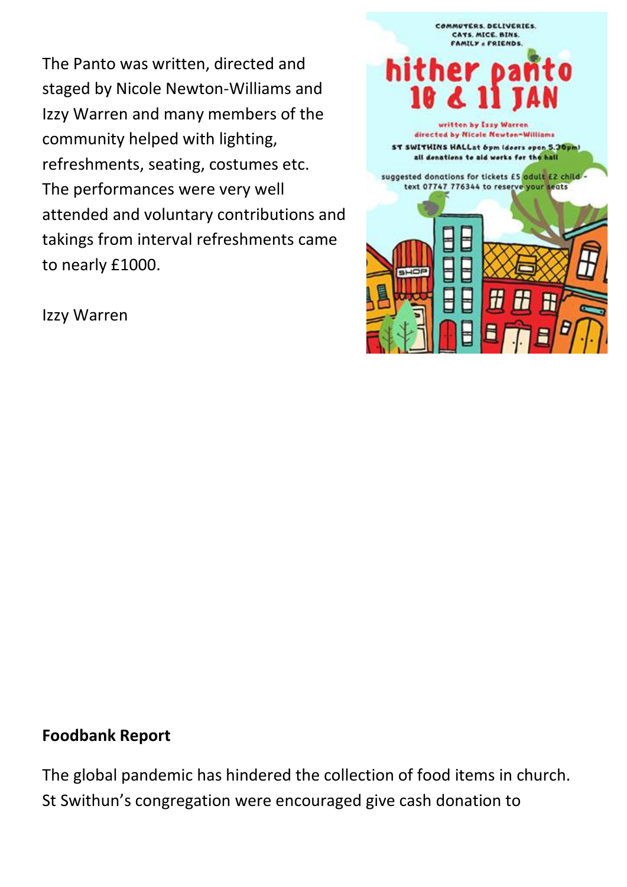The Panto was written, directed and staged by Nicole Newton-Williams and Izzy Warren and many members of the community helped with lighting, refreshments, seating, costumes etc. The performances were very well attended and voluntary contributions and takings from interval refreshments came to nearly £1000.

Izzy Warren

**Foodbank Report**

The global pandemic has hindered the collection of food items in church. St Swithun's congregation were encouraged give cash donation to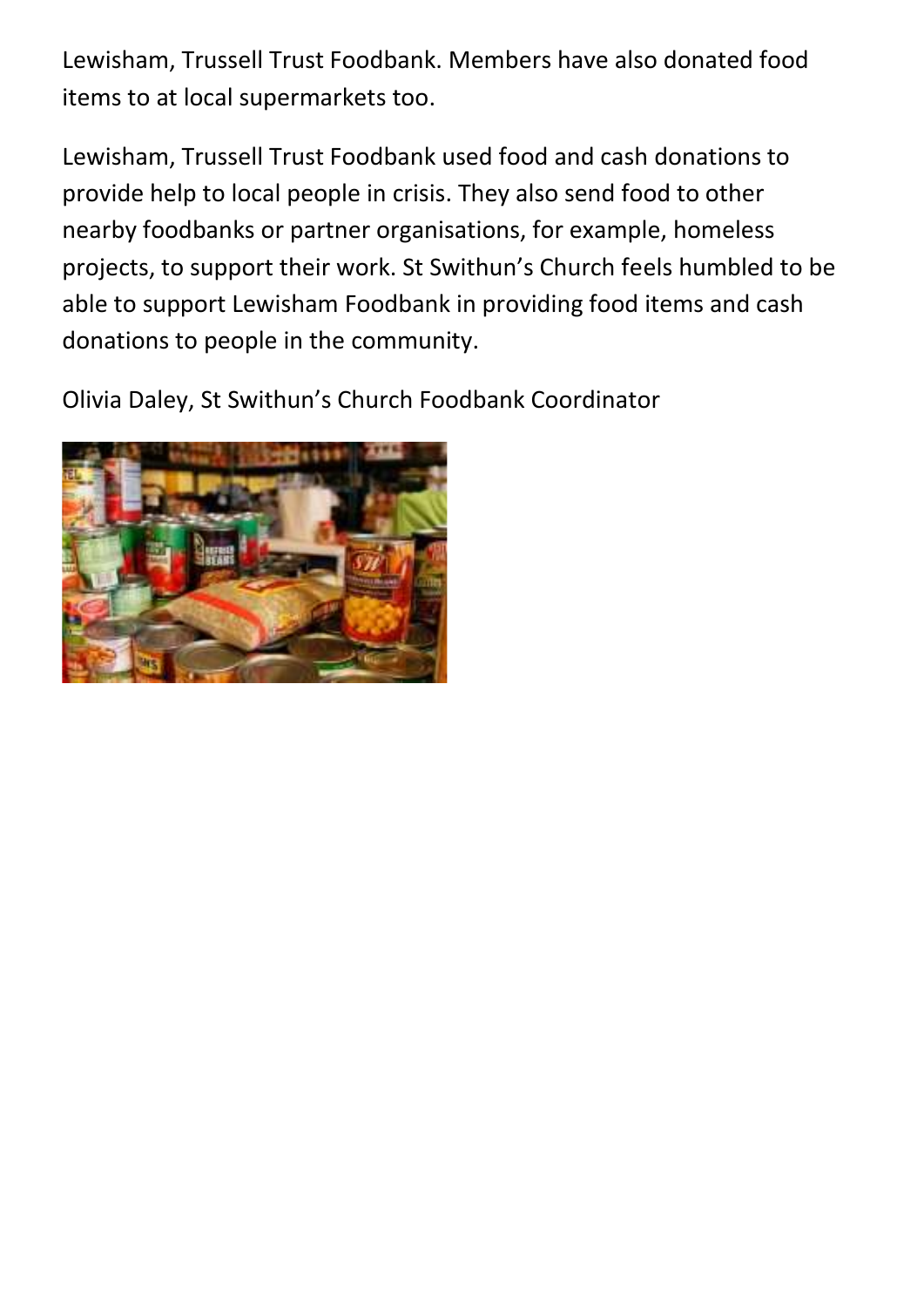Lewisham, Trussell Trust Foodbank. Members have also donated food items to at local supermarkets too.

Lewisham, Trussell Trust Foodbank used food and cash donations to provide help to local people in crisis. They also send food to other nearby foodbanks or partner organisations, for example, homeless projects, to support their work. St Swithun's Church feels humbled to be able to support Lewisham Foodbank in providing food items and cash donations to people in the community.

Olivia Daley, St Swithun's Church Foodbank Coordinator